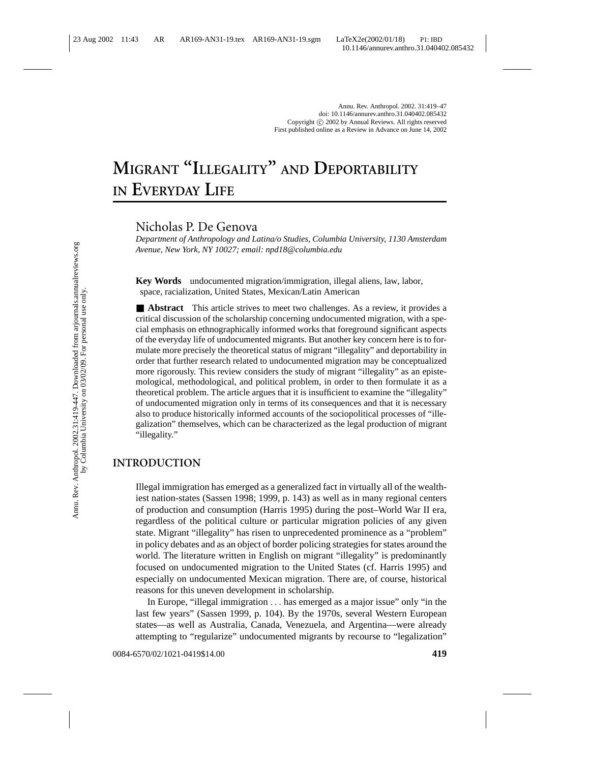# MIGRANT "ILLEGALITY" AND DEPORTABILITY IN EVERYDAY LIFE

Nicholas P. De Genova

*Department of Anthropology and Latina/o Studies, Columbia University, 1130 Amsterdam Avenue, New York, NY 10027; email: npd18@columbia.edu*

**Key Words** undocumented migration/immigration, illegal aliens, law, labor, space, racialization, United States, Mexican/Latin American

■ **Abstract** This article strives to meet two challenges. As a review, it provides a critical discussion of the scholarship concerning undocumented migration, with a special emphasis on ethnographically informed works that foreground significant aspects of the everyday life of undocumented migrants. But another key concern here is to formulate more precisely the theoretical status of migrant "illegality" and deportability in order that further research related to undocumented migration may be conceptualized more rigorously. This review considers the study of migrant "illegality" as an epistemological, methodological, and political problem, in order to then formulate it as a theoretical problem. The article argues that it is insufficient to examine the "illegality" of undocumented migration only in terms of its consequences and that it is necessary also to produce historically informed accounts of the sociopolitical processes of "illegalization" themselves, which can be characterized as the legal production of migrant "illegality."

## INTRODUCTION

Illegal immigration has emerged as a generalized fact in virtually all of the wealthiest nation-states (Sassen 1998; 1999, p. 143) as well as in many regional centers of production and consumption (Harris 1995) during the post–World War II era, regardless of the political culture or particular migration policies of any given state. Migrant "illegality" has risen to unprecedented prominence as a "problem" in policy debates and as an object of border policing strategies for states around the world. The literature written in English on migrant "illegality" is predominantly focused on undocumented migration to the United States (cf. Harris 1995) and especially on undocumented Mexican migration. There are, of course, historical reasons for this uneven development in scholarship.

In Europe, "illegal immigration . . . has emerged as a major issue" only "in the last few years" (Sassen 1999, p. 104). By the 1970s, several Western European states—as well as Australia, Canada, Venezuela, and Argentina—were already attempting to "regularize" undocumented migrants by recourse to "legalization"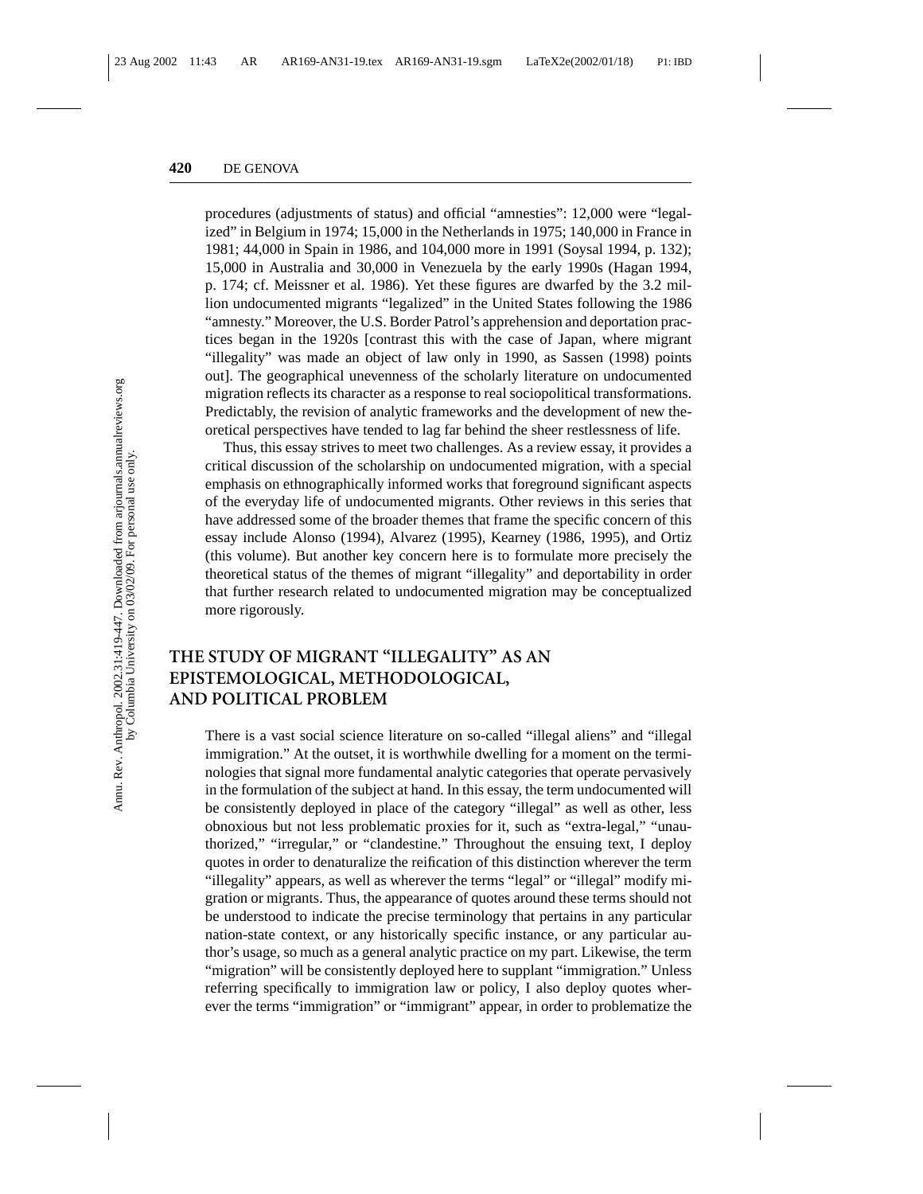procedures (adjustments of status) and official "amnesties": 12,000 were "legalized" in Belgium in 1974; 15,000 in the Netherlands in 1975; 140,000 in France in 1981; 44,000 in Spain in 1986, and 104,000 more in 1991 (Soysal 1994, p. 132); 15,000 in Australia and 30,000 in Venezuela by the early 1990s (Hagan 1994, p. 174; cf. Meissner et al. 1986). Yet these figures are dwarfed by the 3.2 million undocumented migrants "legalized" in the United States following the 1986 "amnesty." Moreover, the U.S. Border Patrol's apprehension and deportation practices began in the 1920s [contrast this with the case of Japan, where migrant "illegality" was made an object of law only in 1990, as Sassen (1998) points out]. The geographical unevenness of the scholarly literature on undocumented migration reflects its character as a response to real sociopolitical transformations. Predictably, the revision of analytic frameworks and the development of new theoretical perspectives have tended to lag far behind the sheer restlessness of life.

Thus, this essay strives to meet two challenges. As a review essay, it provides a critical discussion of the scholarship on undocumented migration, with a special emphasis on ethnographically informed works that foreground significant aspects of the everyday life of undocumented migrants. Other reviews in this series that have addressed some of the broader themes that frame the specific concern of this essay include Alonso (1994), Alvarez (1995), Kearney (1986, 1995), and Ortiz (this volume). But another key concern here is to formulate more precisely the theoretical status of the themes of migrant "illegality" and deportability in order that further research related to undocumented migration may be conceptualized more rigorously.

## THE STUDY OF MIGRANT "ILLEGALITY" AS AN EPISTEMOLOGICAL, METHODOLOGICAL, AND POLITICAL PROBLEM

There is a vast social science literature on so-called "illegal aliens" and "illegal immigration." At the outset, it is worthwhile dwelling for a moment on the terminologies that signal more fundamental analytic categories that operate pervasively in the formulation of the subject at hand. In this essay, the term undocumented will be consistently deployed in place of the category "illegal" as well as other, less obnoxious but not less problematic proxies for it, such as "extra-legal," "unauthorized," "irregular," or "clandestine." Throughout the ensuing text, I deploy quotes in order to denaturalize the reification of this distinction wherever the term "illegality" appears, as well as wherever the terms "legal" or "illegal" modify migration or migrants. Thus, the appearance of quotes around these terms should not be understood to indicate the precise terminology that pertains in any particular nation-state context, or any historically specific instance, or any particular author's usage, so much as a general analytic practice on my part. Likewise, the term "migration" will be consistently deployed here to supplant "immigration." Unless referring specifically to immigration law or policy, I also deploy quotes wherever the terms "immigration" or "immigrant" appear, in order to problematize the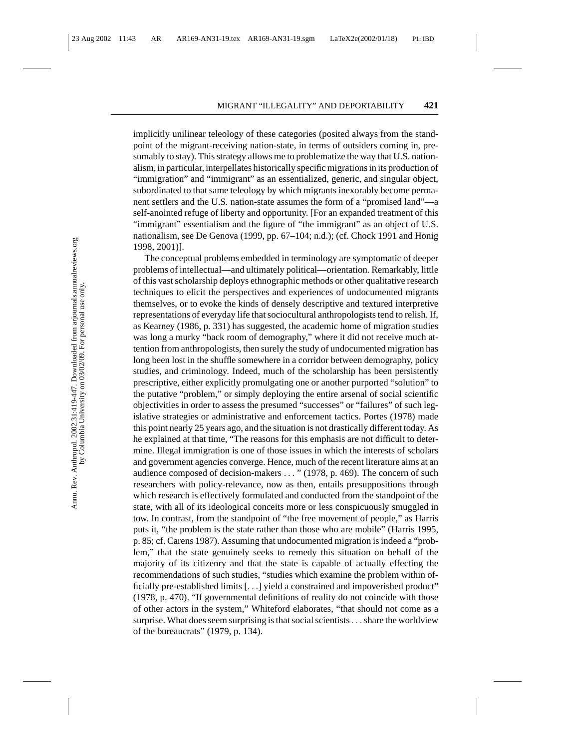implicitly unilinear teleology of these categories (posited always from the standpoint of the migrant-receiving nation-state, in terms of outsiders coming in, presumably to stay). This strategy allows me to problematize the way that U.S. nationalism, in particular, interpellates historically specific migrations in its production of "immigration" and "immigrant" as an essentialized, generic, and singular object, subordinated to that same teleology by which migrants inexorably become permanent settlers and the U.S. nation-state assumes the form of a "promised land"—a self-anointed refuge of liberty and opportunity. [For an expanded treatment of this "immigrant" essentialism and the figure of "the immigrant" as an object of U.S. nationalism, see De Genova (1999, pp. 67–104; n.d.); (cf. Chock 1991 and Honig 1998, 2001)].

The conceptual problems embedded in terminology are symptomatic of deeper problems of intellectual—and ultimately political—orientation. Remarkably, little of this vast scholarship deploys ethnographic methods or other qualitative research techniques to elicit the perspectives and experiences of undocumented migrants themselves, or to evoke the kinds of densely descriptive and textured interpretive representations of everyday life that sociocultural anthropologists tend to relish. If, as Kearney (1986, p. 331) has suggested, the academic home of migration studies was long a murky "back room of demography," where it did not receive much attention from anthropologists, then surely the study of undocumented migration has long been lost in the shuffle somewhere in a corridor between demography, policy studies, and criminology. Indeed, much of the scholarship has been persistently prescriptive, either explicitly promulgating one or another purported "solution" to the putative "problem," or simply deploying the entire arsenal of social scientific objectivities in order to assess the presumed "successes" or "failures" of such legislative strategies or administrative and enforcement tactics. Portes (1978) made this point nearly 25 years ago, and the situation is not drastically different today. As he explained at that time, "The reasons for this emphasis are not difficult to determine. Illegal immigration is one of those issues in which the interests of scholars and government agencies converge. Hence, much of the recent literature aims at an audience composed of decision-makers . . . " (1978, p. 469). The concern of such researchers with policy-relevance, now as then, entails presuppositions through which research is effectively formulated and conducted from the standpoint of the state, with all of its ideological conceits more or less conspicuously smuggled in tow. In contrast, from the standpoint of "the free movement of people," as Harris puts it, "the problem is the state rather than those who are mobile" (Harris 1995, p. 85; cf. Carens 1987). Assuming that undocumented migration is indeed a "problem," that the state genuinely seeks to remedy this situation on behalf of the majority of its citizenry and that the state is capable of actually effecting the recommendations of such studies, "studies which examine the problem within officially pre-established limits [. . .] yield a constrained and impoverished product" (1978, p. 470). "If governmental definitions of reality do not coincide with those of other actors in the system," Whiteford elaborates, "that should not come as a surprise. What does seem surprising is that social scientists . . . share the worldview of the bureaucrats" (1979, p. 134).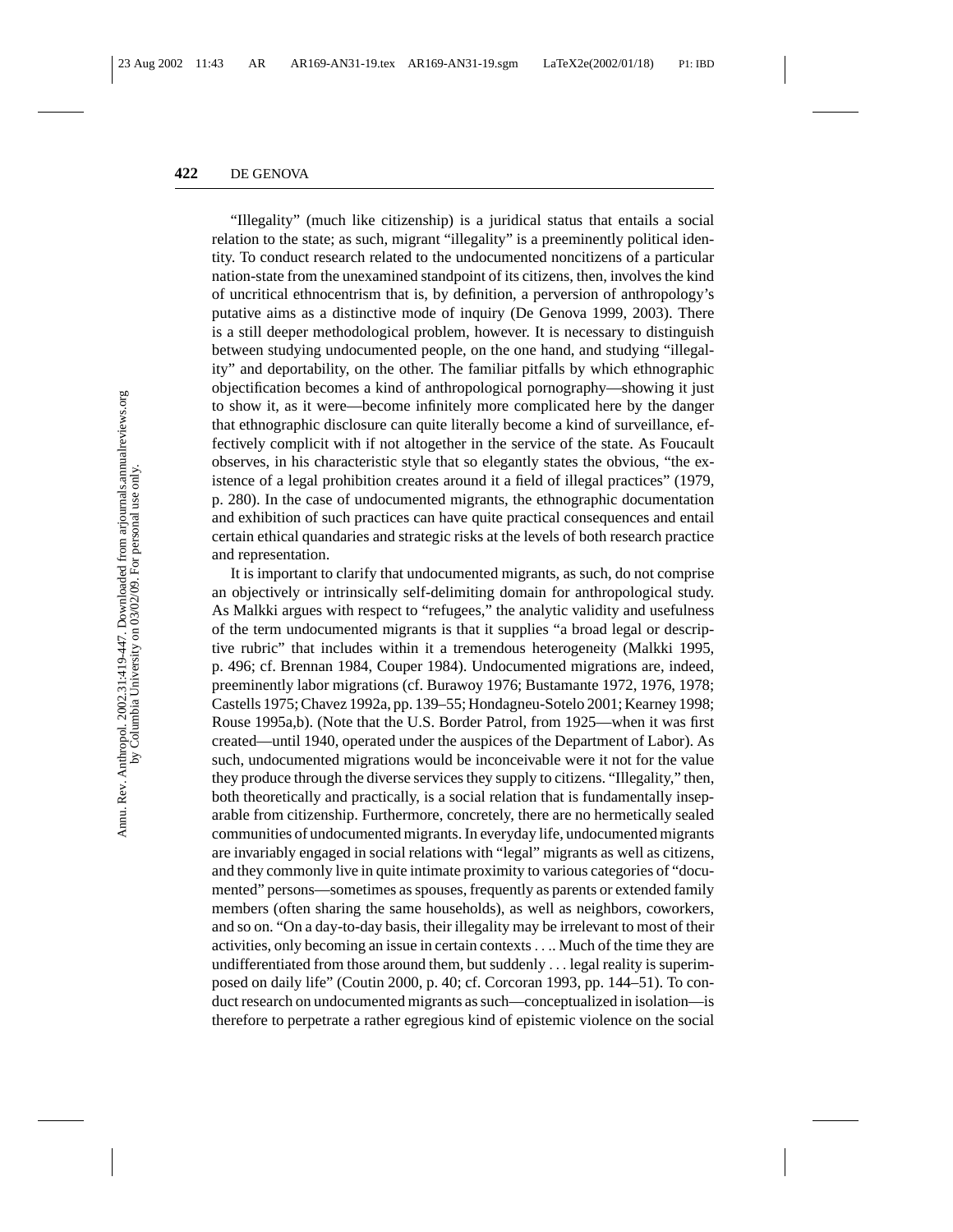"Illegality" (much like citizenship) is a juridical status that entails a social relation to the state; as such, migrant "illegality" is a preeminently political identity. To conduct research related to the undocumented noncitizens of a particular nation-state from the unexamined standpoint of its citizens, then, involves the kind of uncritical ethnocentrism that is, by definition, a perversion of anthropology's putative aims as a distinctive mode of inquiry (De Genova 1999, 2003). There is a still deeper methodological problem, however. It is necessary to distinguish between studying undocumented people, on the one hand, and studying "illegality" and deportability, on the other. The familiar pitfalls by which ethnographic objectification becomes a kind of anthropological pornography—showing it just to show it, as it were—become infinitely more complicated here by the danger that ethnographic disclosure can quite literally become a kind of surveillance, effectively complicit with if not altogether in the service of the state. As Foucault observes, in his characteristic style that so elegantly states the obvious, "the existence of a legal prohibition creates around it a field of illegal practices" (1979, p. 280). In the case of undocumented migrants, the ethnographic documentation and exhibition of such practices can have quite practical consequences and entail certain ethical quandaries and strategic risks at the levels of both research practice and representation.

It is important to clarify that undocumented migrants, as such, do not comprise an objectively or intrinsically self-delimiting domain for anthropological study. As Malkki argues with respect to "refugees," the analytic validity and usefulness of the term undocumented migrants is that it supplies "a broad legal or descriptive rubric" that includes within it a tremendous heterogeneity (Malkki 1995, p. 496; cf. Brennan 1984, Couper 1984). Undocumented migrations are, indeed, preeminently labor migrations (cf. Burawoy 1976; Bustamante 1972, 1976, 1978; Castells 1975; Chavez 1992a, pp. 139–55; Hondagneu-Sotelo 2001; Kearney 1998; Rouse 1995a,b). (Note that the U.S. Border Patrol, from 1925—when it was first created—until 1940, operated under the auspices of the Department of Labor). As such, undocumented migrations would be inconceivable were it not for the value they produce through the diverse services they supply to citizens. "Illegality," then, both theoretically and practically, is a social relation that is fundamentally inseparable from citizenship. Furthermore, concretely, there are no hermetically sealed communities of undocumented migrants. In everyday life, undocumented migrants are invariably engaged in social relations with "legal" migrants as well as citizens, and they commonly live in quite intimate proximity to various categories of "documented" persons—sometimes as spouses, frequently as parents or extended family members (often sharing the same households), as well as neighbors, coworkers, and so on. "On a day-to-day basis, their illegality may be irrelevant to most of their activities, only becoming an issue in certain contexts . . .. Much of the time they are undifferentiated from those around them, but suddenly . . . legal reality is superimposed on daily life" (Coutin 2000, p. 40; cf. Corcoran 1993, pp. 144–51). To conduct research on undocumented migrants as such—conceptualized in isolation—is therefore to perpetrate a rather egregious kind of epistemic violence on the social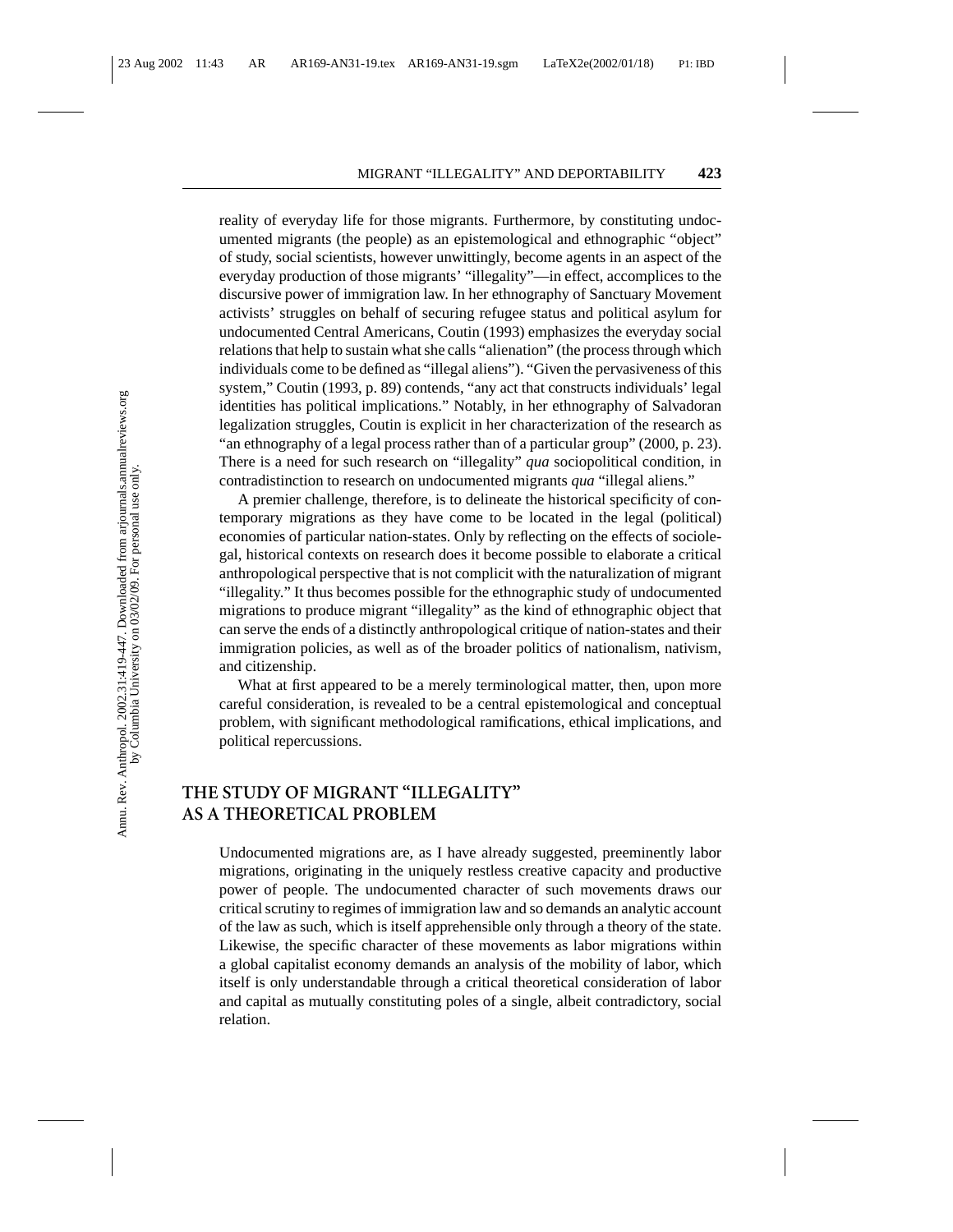reality of everyday life for those migrants. Furthermore, by constituting undocumented migrants (the people) as an epistemological and ethnographic "object" of study, social scientists, however unwittingly, become agents in an aspect of the everyday production of those migrants' "illegality"—in effect, accomplices to the discursive power of immigration law. In her ethnography of Sanctuary Movement activists' struggles on behalf of securing refugee status and political asylum for undocumented Central Americans, Coutin (1993) emphasizes the everyday social relations that help to sustain what she calls "alienation" (the process through which individuals come to be defined as "illegal aliens"). "Given the pervasiveness of this system," Coutin (1993, p. 89) contends, "any act that constructs individuals' legal identities has political implications." Notably, in her ethnography of Salvadoran legalization struggles, Coutin is explicit in her characterization of the research as "an ethnography of a legal process rather than of a particular group" (2000, p. 23). There is a need for such research on "illegality" *qua* sociopolitical condition, in contradistinction to research on undocumented migrants *qua* "illegal aliens."

A premier challenge, therefore, is to delineate the historical specificity of contemporary migrations as they have come to be located in the legal (political) economies of particular nation-states. Only by reflecting on the effects of sociolegal, historical contexts on research does it become possible to elaborate a critical anthropological perspective that is not complicit with the naturalization of migrant "illegality." It thus becomes possible for the ethnographic study of undocumented migrations to produce migrant "illegality" as the kind of ethnographic object that can serve the ends of a distinctly anthropological critique of nation-states and their immigration policies, as well as of the broader politics of nationalism, nativism, and citizenship.

What at first appeared to be a merely terminological matter, then, upon more careful consideration, is revealed to be a central epistemological and conceptual problem, with significant methodological ramifications, ethical implications, and political repercussions.

## THE STUDY OF MIGRANT "ILLEGALITY" AS A THEORETICAL PROBLEM

Undocumented migrations are, as I have already suggested, preeminently labor migrations, originating in the uniquely restless creative capacity and productive power of people. The undocumented character of such movements draws our critical scrutiny to regimes of immigration law and so demands an analytic account of the law as such, which is itself apprehensible only through a theory of the state. Likewise, the specific character of these movements as labor migrations within a global capitalist economy demands an analysis of the mobility of labor, which itself is only understandable through a critical theoretical consideration of labor and capital as mutually constituting poles of a single, albeit contradictory, social relation.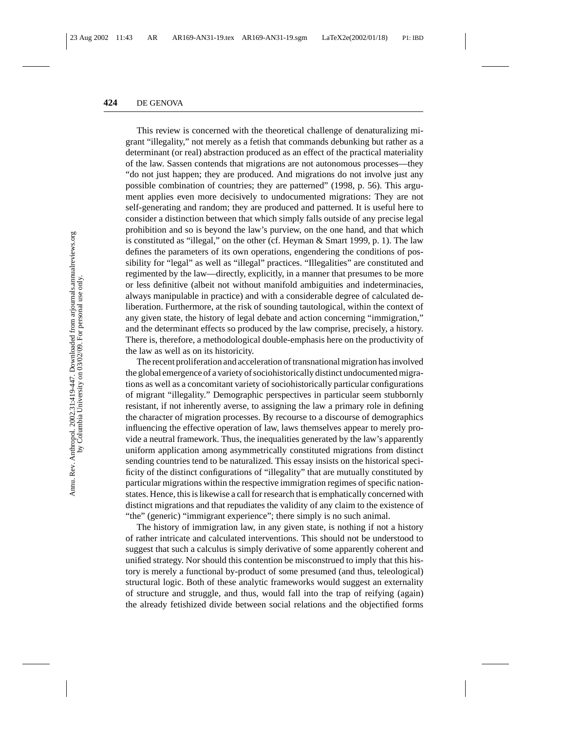This review is concerned with the theoretical challenge of denaturalizing migrant "illegality," not merely as a fetish that commands debunking but rather as a determinant (or real) abstraction produced as an effect of the practical materiality of the law. Sassen contends that migrations are not autonomous processes—they "do not just happen; they are produced. And migrations do not involve just any possible combination of countries; they are patterned" (1998, p. 56). This argument applies even more decisively to undocumented migrations: They are not self-generating and random; they are produced and patterned. It is useful here to consider a distinction between that which simply falls outside of any precise legal prohibition and so is beyond the law's purview, on the one hand, and that which is constituted as "illegal," on the other (cf. Heyman & Smart 1999, p. 1). The law defines the parameters of its own operations, engendering the conditions of possibility for "legal" as well as "illegal" practices. "Illegalities" are constituted and regimented by the law—directly, explicitly, in a manner that presumes to be more or less definitive (albeit not without manifold ambiguities and indeterminacies, always manipulable in practice) and with a considerable degree of calculated deliberation. Furthermore, at the risk of sounding tautological, within the context of any given state, the history of legal debate and action concerning "immigration," and the determinant effects so produced by the law comprise, precisely, a history. There is, therefore, a methodological double-emphasis here on the productivity of the law as well as on its historicity.

The recent proliferation and acceleration of transnational migration has involved the global emergence of a variety of sociohistorically distinct undocumented migrations as well as a concomitant variety of sociohistorically particular configurations of migrant "illegality." Demographic perspectives in particular seem stubbornly resistant, if not inherently averse, to assigning the law a primary role in defining the character of migration processes. By recourse to a discourse of demographics influencing the effective operation of law, laws themselves appear to merely provide a neutral framework. Thus, the inequalities generated by the law's apparently uniform application among asymmetrically constituted migrations from distinct sending countries tend to be naturalized. This essay insists on the historical specificity of the distinct configurations of "illegality" that are mutually constituted by particular migrations within the respective immigration regimes of specific nation-states. Hence, this is likewise a call for research that is emphatically concerned with distinct migrations and that repudiates the validity of any claim to the existence of "the" (generic) "immigrant experience"; there simply is no such animal.

The history of immigration law, in any given state, is nothing if not a history of rather intricate and calculated interventions. This should not be understood to suggest that such a calculus is simply derivative of some apparently coherent and unified strategy. Nor should this contention be misconstrued to imply that this history is merely a functional by-product of some presumed (and thus, teleological) structural logic. Both of these analytic frameworks would suggest an externality of structure and struggle, and thus, would fall into the trap of reifying (again) the already fetishized divide between social relations and the objectified forms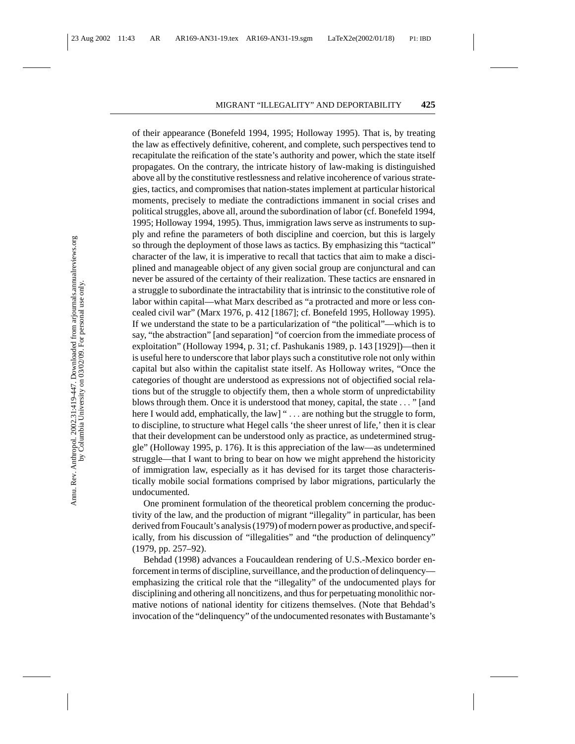of their appearance (Bonefeld 1994, 1995; Holloway 1995). That is, by treating the law as effectively definitive, coherent, and complete, such perspectives tend to recapitulate the reification of the state's authority and power, which the state itself propagates. On the contrary, the intricate history of law-making is distinguished above all by the constitutive restlessness and relative incoherence of various strategies, tactics, and compromises that nation-states implement at particular historical moments, precisely to mediate the contradictions immanent in social crises and political struggles, above all, around the subordination of labor (cf. Bonefeld 1994, 1995; Holloway 1994, 1995). Thus, immigration laws serve as instruments to supply and refine the parameters of both discipline and coercion, but this is largely so through the deployment of those laws as tactics. By emphasizing this "tactical" character of the law, it is imperative to recall that tactics that aim to make a disciplined and manageable object of any given social group are conjunctural and can never be assured of the certainty of their realization. These tactics are ensnared in a struggle to subordinate the intractability that is intrinsic to the constitutive role of labor within capital—what Marx described as "a protracted and more or less concealed civil war" (Marx 1976, p. 412 [1867]; cf. Bonefeld 1995, Holloway 1995). If we understand the state to be a particularization of "the political"—which is to say, "the abstraction" [and separation] "of coercion from the immediate process of exploitation" (Holloway 1994, p. 31; cf. Pashukanis 1989, p. 143 [1929])—then it is useful here to underscore that labor plays such a constitutive role not only within capital but also within the capitalist state itself. As Holloway writes, "Once the categories of thought are understood as expressions not of objectified social relations but of the struggle to objectify them, then a whole storm of unpredictability blows through them. Once it is understood that money, capital, the state . . . " [and here I would add, emphatically, the law] " . . . are nothing but the struggle to form, to discipline, to structure what Hegel calls 'the sheer unrest of life,' then it is clear that their development can be understood only as practice, as undetermined struggle" (Holloway 1995, p. 176). It is this appreciation of the law—as undetermined struggle—that I want to bring to bear on how we might apprehend the historicity of immigration law, especially as it has devised for its target those characteristically mobile social formations comprised by labor migrations, particularly the undocumented.

One prominent formulation of the theoretical problem concerning the productivity of the law, and the production of migrant "illegality" in particular, has been derived from Foucault's analysis (1979) of modern power as productive, and specifically, from his discussion of "illegalities" and "the production of delinquency" (1979, pp. 257–92).

Behdad (1998) advances a Foucauldean rendering of U.S.-Mexico border enforcement in terms of discipline, surveillance, and the production of delinquency—emphasizing the critical role that the "illegality" of the undocumented plays for disciplining and othering all noncitizens, and thus for perpetuating monolithic normative notions of national identity for citizens themselves. (Note that Behdad's invocation of the "delinquency" of the undocumented resonates with Bustamante's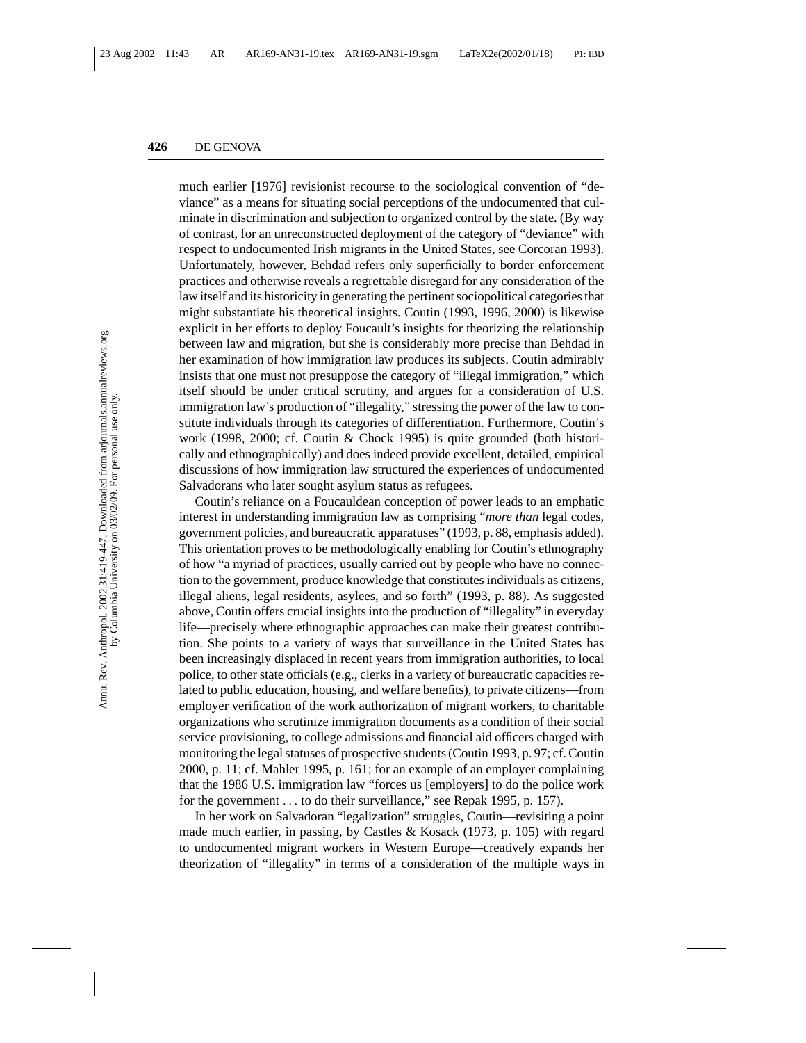much earlier [1976] revisionist recourse to the sociological convention of "deviance" as a means for situating social perceptions of the undocumented that culminate in discrimination and subjection to organized control by the state. (By way of contrast, for an unreconstructed deployment of the category of "deviance" with respect to undocumented Irish migrants in the United States, see Corcoran 1993). Unfortunately, however, Behdad refers only superficially to border enforcement practices and otherwise reveals a regrettable disregard for any consideration of the law itself and its historicity in generating the pertinent sociopolitical categories that might substantiate his theoretical insights. Coutin (1993, 1996, 2000) is likewise explicit in her efforts to deploy Foucault's insights for theorizing the relationship between law and migration, but she is considerably more precise than Behdad in her examination of how immigration law produces its subjects. Coutin admirably insists that one must not presuppose the category of "illegal immigration," which itself should be under critical scrutiny, and argues for a consideration of U.S. immigration law's production of "illegality," stressing the power of the law to constitute individuals through its categories of differentiation. Furthermore, Coutin's work (1998, 2000; cf. Coutin & Chock 1995) is quite grounded (both historically and ethnographically) and does indeed provide excellent, detailed, empirical discussions of how immigration law structured the experiences of undocumented Salvadorans who later sought asylum status as refugees.

Coutin's reliance on a Foucauldean conception of power leads to an emphatic interest in understanding immigration law as comprising "*more than* legal codes, government policies, and bureaucratic apparatuses" (1993, p. 88, emphasis added). This orientation proves to be methodologically enabling for Coutin's ethnography of how "a myriad of practices, usually carried out by people who have no connection to the government, produce knowledge that constitutes individuals as citizens, illegal aliens, legal residents, asylees, and so forth" (1993, p. 88). As suggested above, Coutin offers crucial insights into the production of "illegality" in everyday life—precisely where ethnographic approaches can make their greatest contribution. She points to a variety of ways that surveillance in the United States has been increasingly displaced in recent years from immigration authorities, to local police, to other state officials (e.g., clerks in a variety of bureaucratic capacities related to public education, housing, and welfare benefits), to private citizens—from employer verification of the work authorization of migrant workers, to charitable organizations who scrutinize immigration documents as a condition of their social service provisioning, to college admissions and financial aid officers charged with monitoring the legal statuses of prospective students (Coutin 1993, p. 97; cf. Coutin 2000, p. 11; cf. Mahler 1995, p. 161; for an example of an employer complaining that the 1986 U.S. immigration law "forces us [employers] to do the police work for the government . . . to do their surveillance," see Repak 1995, p. 157).

In her work on Salvadoran "legalization" struggles, Coutin—revisiting a point made much earlier, in passing, by Castles & Kosack (1973, p. 105) with regard to undocumented migrant workers in Western Europe—creatively expands her theorization of "illegality" in terms of a consideration of the multiple ways in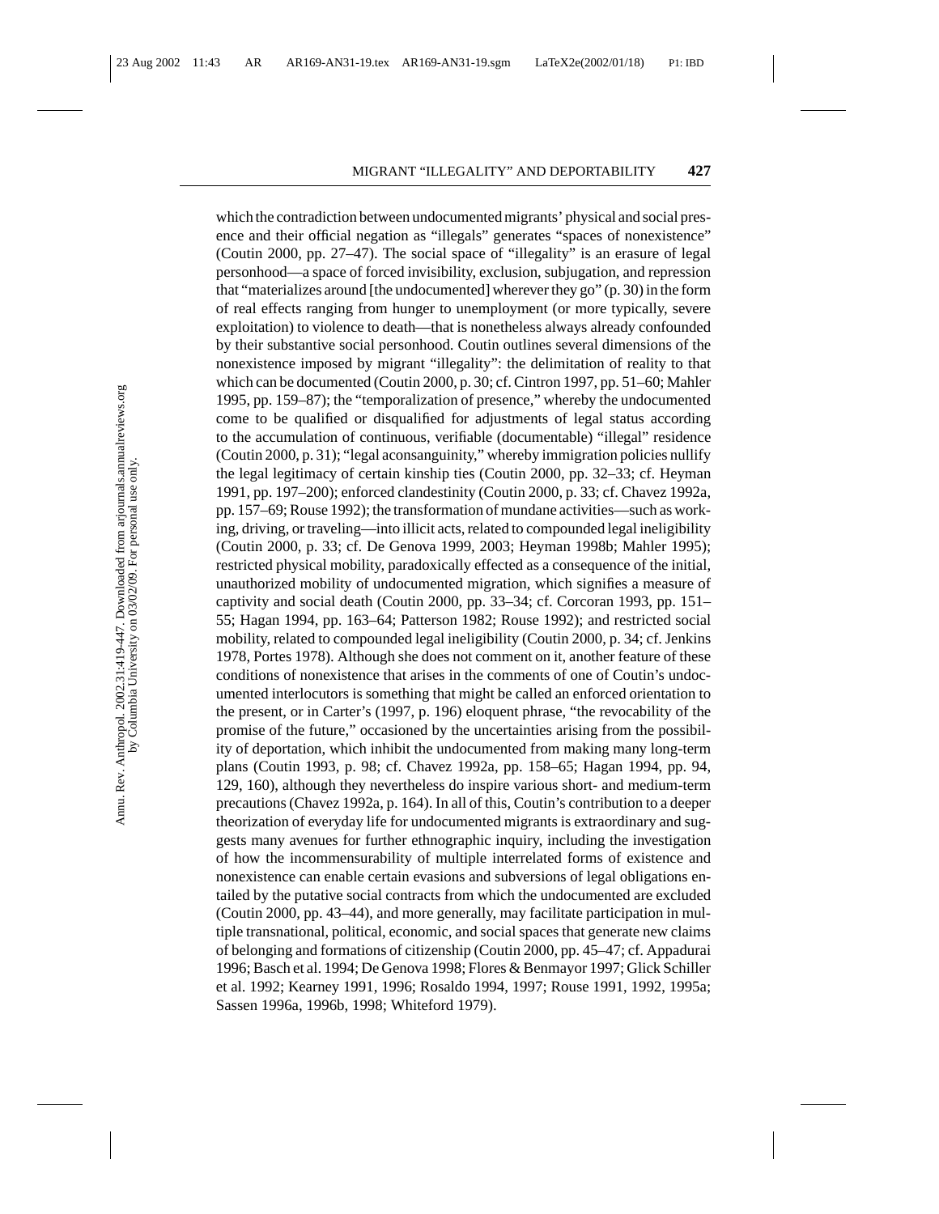which the contradiction between undocumented migrants' physical and social presence and their official negation as "illegals" generates "spaces of nonexistence" (Coutin 2000, pp. 27–47). The social space of "illegality" is an erasure of legal personhood—a space of forced invisibility, exclusion, subjugation, and repression that "materializes around [the undocumented] wherever they go" (p. 30) in the form of real effects ranging from hunger to unemployment (or more typically, severe exploitation) to violence to death—that is nonetheless always already confounded by their substantive social personhood. Coutin outlines several dimensions of the nonexistence imposed by migrant "illegality": the delimitation of reality to that which can be documented (Coutin 2000, p. 30; cf. Cintron 1997, pp. 51–60; Mahler 1995, pp. 159–87); the "temporalization of presence," whereby the undocumented come to be qualified or disqualified for adjustments of legal status according to the accumulation of continuous, verifiable (documentable) "illegal" residence (Coutin 2000, p. 31); "legal aconsanguinity," whereby immigration policies nullify the legal legitimacy of certain kinship ties (Coutin 2000, pp. 32–33; cf. Heyman 1991, pp. 197–200); enforced clandestinity (Coutin 2000, p. 33; cf. Chavez 1992a, pp. 157–69; Rouse 1992); the transformation of mundane activities—such as working, driving, or traveling—into illicit acts, related to compounded legal ineligibility (Coutin 2000, p. 33; cf. De Genova 1999, 2003; Heyman 1998b; Mahler 1995); restricted physical mobility, paradoxically effected as a consequence of the initial, unauthorized mobility of undocumented migration, which signifies a measure of captivity and social death (Coutin 2000, pp. 33–34; cf. Corcoran 1993, pp. 151–55; Hagan 1994, pp. 163–64; Patterson 1982; Rouse 1992); and restricted social mobility, related to compounded legal ineligibility (Coutin 2000, p. 34; cf. Jenkins 1978, Portes 1978). Although she does not comment on it, another feature of these conditions of nonexistence that arises in the comments of one of Coutin's undocumented interlocutors is something that might be called an enforced orientation to the present, or in Carter's (1997, p. 196) eloquent phrase, "the revocability of the promise of the future," occasioned by the uncertainties arising from the possibility of deportation, which inhibit the undocumented from making many long-term plans (Coutin 1993, p. 98; cf. Chavez 1992a, pp. 158–65; Hagan 1994, pp. 94, 129, 160), although they nevertheless do inspire various short- and medium-term precautions (Chavez 1992a, p. 164). In all of this, Coutin's contribution to a deeper theorization of everyday life for undocumented migrants is extraordinary and suggests many avenues for further ethnographic inquiry, including the investigation of how the incommensurability of multiple interrelated forms of existence and nonexistence can enable certain evasions and subversions of legal obligations entailed by the putative social contracts from which the undocumented are excluded (Coutin 2000, pp. 43–44), and more generally, may facilitate participation in multiple transnational, political, economic, and social spaces that generate new claims of belonging and formations of citizenship (Coutin 2000, pp. 45–47; cf. Appadurai 1996; Basch et al. 1994; De Genova 1998; Flores & Benmayor 1997; Glick Schiller et al. 1992; Kearney 1991, 1996; Rosaldo 1994, 1997; Rouse 1991, 1992, 1995a; Sassen 1996a, 1996b, 1998; Whiteford 1979).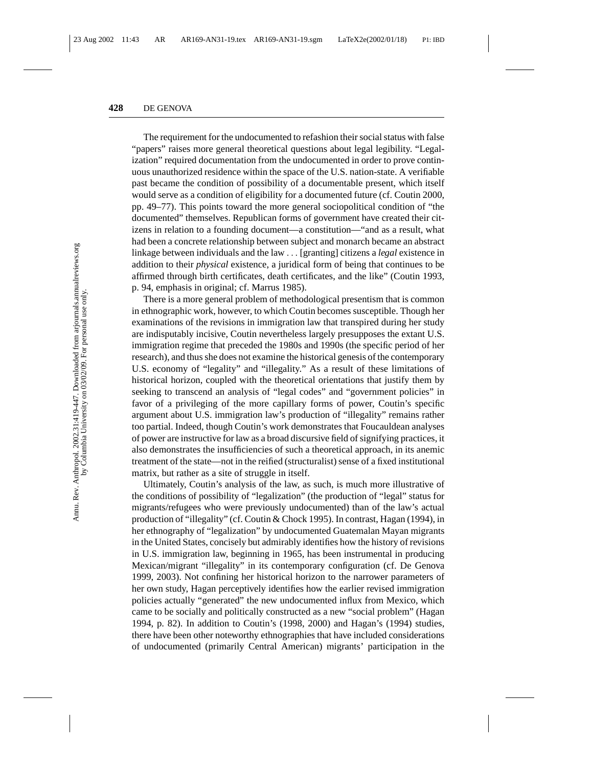The requirement for the undocumented to refashion their social status with false "papers" raises more general theoretical questions about legal legibility. "Legalization" required documentation from the undocumented in order to prove continuous unauthorized residence within the space of the U.S. nation-state. A verifiable past became the condition of possibility of a documentable present, which itself would serve as a condition of eligibility for a documented future (cf. Coutin 2000, pp. 49–77). This points toward the more general sociopolitical condition of "the documented" themselves. Republican forms of government have created their citizens in relation to a founding document—a constitution—"and as a result, what had been a concrete relationship between subject and monarch became an abstract linkage between individuals and the law . . . [granting] citizens a *legal* existence in addition to their *physical* existence, a juridical form of being that continues to be affirmed through birth certificates, death certificates, and the like" (Coutin 1993, p. 94, emphasis in original; cf. Marrus 1985).

There is a more general problem of methodological presentism that is common in ethnographic work, however, to which Coutin becomes susceptible. Though her examinations of the revisions in immigration law that transpired during her study are indisputably incisive, Coutin nevertheless largely presupposes the extant U.S. immigration regime that preceded the 1980s and 1990s (the specific period of her research), and thus she does not examine the historical genesis of the contemporary U.S. economy of "legality" and "illegality." As a result of these limitations of historical horizon, coupled with the theoretical orientations that justify them by seeking to transcend an analysis of "legal codes" and "government policies" in favor of a privileging of the more capillary forms of power, Coutin's specific argument about U.S. immigration law's production of "illegality" remains rather too partial. Indeed, though Coutin's work demonstrates that Foucauldean analyses of power are instructive for law as a broad discursive field of signifying practices, it also demonstrates the insufficiencies of such a theoretical approach, in its anemic treatment of the state—not in the reified (structuralist) sense of a fixed institutional matrix, but rather as a site of struggle in itself.

Ultimately, Coutin's analysis of the law, as such, is much more illustrative of the conditions of possibility of "legalization" (the production of "legal" status for migrants/refugees who were previously undocumented) than of the law's actual production of "illegality" (cf. Coutin & Chock 1995). In contrast, Hagan (1994), in her ethnography of "legalization" by undocumented Guatemalan Mayan migrants in the United States, concisely but admirably identifies how the history of revisions in U.S. immigration law, beginning in 1965, has been instrumental in producing Mexican/migrant "illegality" in its contemporary configuration (cf. De Genova 1999, 2003). Not confining her historical horizon to the narrower parameters of her own study, Hagan perceptively identifies how the earlier revised immigration policies actually "generated" the new undocumented influx from Mexico, which came to be socially and politically constructed as a new "social problem" (Hagan 1994, p. 82). In addition to Coutin's (1998, 2000) and Hagan's (1994) studies, there have been other noteworthy ethnographies that have included considerations of undocumented (primarily Central American) migrants' participation in the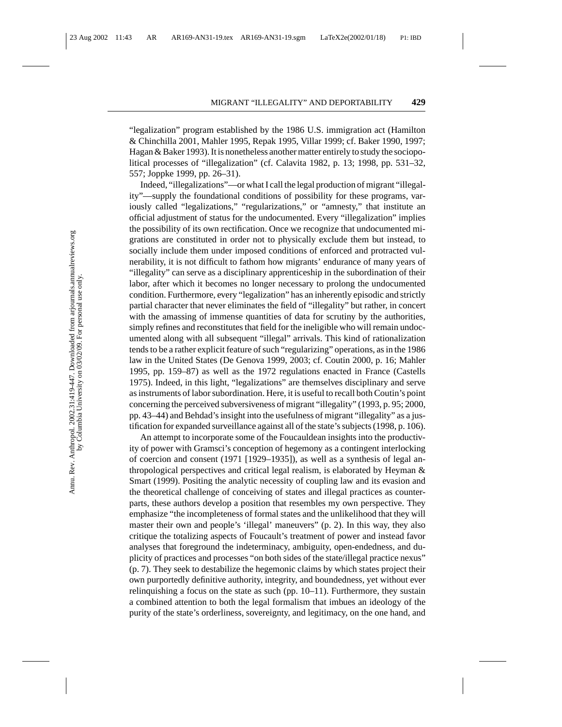"legalization" program established by the 1986 U.S. immigration act (Hamilton & Chinchilla 2001, Mahler 1995, Repak 1995, Villar 1999; cf. Baker 1990, 1997; Hagan & Baker 1993). It is nonetheless another matter entirely to study the sociopolitical processes of "illegalization" (cf. Calavita 1982, p. 13; 1998, pp. 531–32, 557; Joppke 1999, pp. 26–31).

Indeed, "illegalizations"—or what I call the legal production of migrant "illegality"—supply the foundational conditions of possibility for these programs, variously called "legalizations," "regularizations," or "amnesty," that institute an official adjustment of status for the undocumented. Every "illegalization" implies the possibility of its own rectification. Once we recognize that undocumented migrations are constituted in order not to physically exclude them but instead, to socially include them under imposed conditions of enforced and protracted vulnerability, it is not difficult to fathom how migrants' endurance of many years of "illegality" can serve as a disciplinary apprenticeship in the subordination of their labor, after which it becomes no longer necessary to prolong the undocumented condition. Furthermore, every "legalization" has an inherently episodic and strictly partial character that never eliminates the field of "illegality" but rather, in concert with the amassing of immense quantities of data for scrutiny by the authorities, simply refines and reconstitutes that field for the ineligible who will remain undocumented along with all subsequent "illegal" arrivals. This kind of rationalization tends to be a rather explicit feature of such "regularizing" operations, as in the 1986 law in the United States (De Genova 1999, 2003; cf. Coutin 2000, p. 16; Mahler 1995, pp. 159–87) as well as the 1972 regulations enacted in France (Castells 1975). Indeed, in this light, "legalizations" are themselves disciplinary and serve as instruments of labor subordination. Here, it is useful to recall both Coutin's point concerning the perceived subversiveness of migrant "illegality" (1993, p. 95; 2000, pp. 43–44) and Behdad's insight into the usefulness of migrant "illegality" as a justification for expanded surveillance against all of the state's subjects (1998, p. 106).

An attempt to incorporate some of the Foucauldean insights into the productivity of power with Gramsci's conception of hegemony as a contingent interlocking of coercion and consent (1971 [1929–1935]), as well as a synthesis of legal anthropological perspectives and critical legal realism, is elaborated by Heyman & Smart (1999). Positing the analytic necessity of coupling law and its evasion and the theoretical challenge of conceiving of states and illegal practices as counterparts, these authors develop a position that resembles my own perspective. They emphasize "the incompleteness of formal states and the unlikelihood that they will master their own and people's 'illegal' maneuvers" (p. 2). In this way, they also critique the totalizing aspects of Foucault's treatment of power and instead favor analyses that foreground the indeterminacy, ambiguity, open-endedness, and duplicity of practices and processes "on both sides of the state/illegal practice nexus" (p. 7). They seek to destabilize the hegemonic claims by which states project their own purportedly definitive authority, integrity, and boundedness, yet without ever relinquishing a focus on the state as such (pp. 10–11). Furthermore, they sustain a combined attention to both the legal formalism that imbues an ideology of the purity of the state's orderliness, sovereignty, and legitimacy, on the one hand, and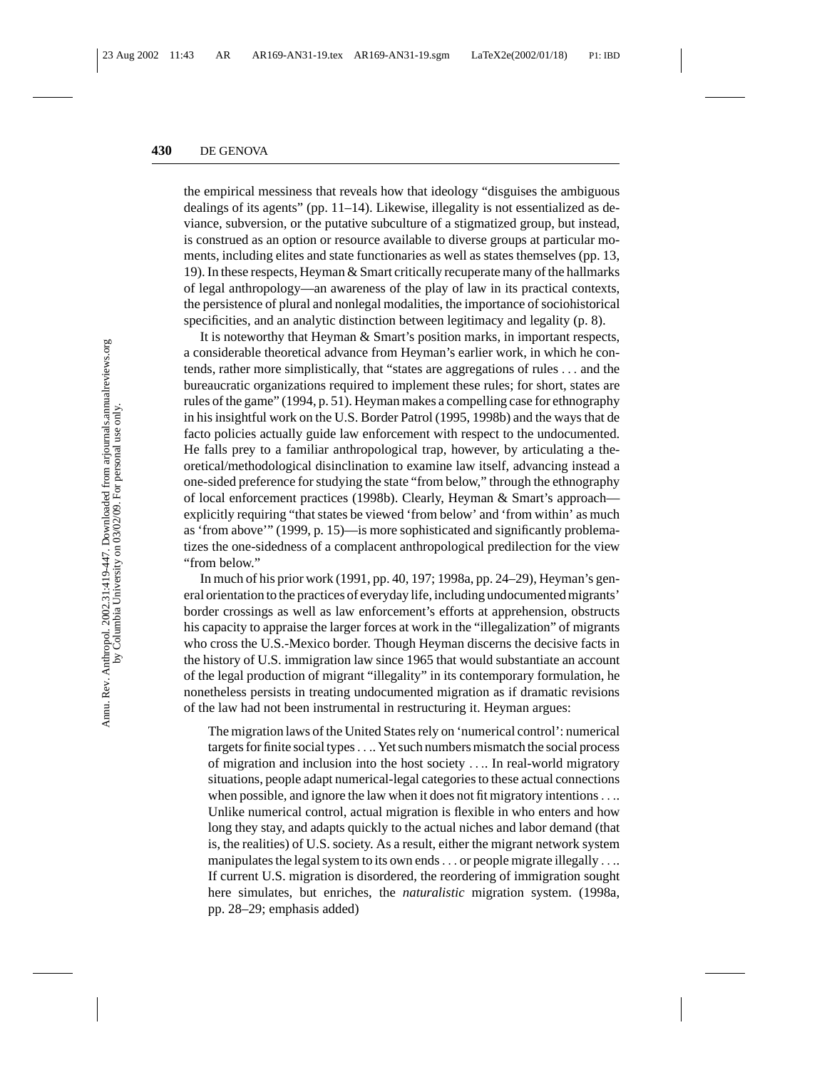the empirical messiness that reveals how that ideology "disguises the ambiguous dealings of its agents" (pp. 11–14). Likewise, illegality is not essentialized as deviance, subversion, or the putative subculture of a stigmatized group, but instead, is construed as an option or resource available to diverse groups at particular moments, including elites and state functionaries as well as states themselves (pp. 13, 19). In these respects, Heyman & Smart critically recuperate many of the hallmarks of legal anthropology—an awareness of the play of law in its practical contexts, the persistence of plural and nonlegal modalities, the importance of sociohistorical specificities, and an analytic distinction between legitimacy and legality (p. 8).

It is noteworthy that Heyman & Smart's position marks, in important respects, a considerable theoretical advance from Heyman's earlier work, in which he contends, rather more simplistically, that "states are aggregations of rules . . . and the bureaucratic organizations required to implement these rules; for short, states are rules of the game" (1994, p. 51). Heyman makes a compelling case for ethnography in his insightful work on the U.S. Border Patrol (1995, 1998b) and the ways that de facto policies actually guide law enforcement with respect to the undocumented. He falls prey to a familiar anthropological trap, however, by articulating a theoretical/methodological disinclination to examine law itself, advancing instead a one-sided preference for studying the state "from below," through the ethnography of local enforcement practices (1998b). Clearly, Heyman & Smart's approach—explicitly requiring "that states be viewed 'from below' and 'from within' as much as 'from above'" (1999, p. 15)—is more sophisticated and significantly problematizes the one-sidedness of a complacent anthropological predilection for the view "from below."

In much of his prior work (1991, pp. 40, 197; 1998a, pp. 24–29), Heyman's general orientation to the practices of everyday life, including undocumented migrants' border crossings as well as law enforcement's efforts at apprehension, obstructs his capacity to appraise the larger forces at work in the "illegalization" of migrants who cross the U.S.-Mexico border. Though Heyman discerns the decisive facts in the history of U.S. immigration law since 1965 that would substantiate an account of the legal production of migrant "illegality" in its contemporary formulation, he nonetheless persists in treating undocumented migration as if dramatic revisions of the law had not been instrumental in restructuring it. Heyman argues:

> The migration laws of the United States rely on 'numerical control': numerical targets for finite social types . . .. Yet such numbers mismatch the social process of migration and inclusion into the host society . . .. In real-world migratory situations, people adapt numerical-legal categories to these actual connections when possible, and ignore the law when it does not fit migratory intentions . . .. Unlike numerical control, actual migration is flexible in who enters and how long they stay, and adapts quickly to the actual niches and labor demand (that is, the realities) of U.S. society. As a result, either the migrant network system manipulates the legal system to its own ends . . . or people migrate illegally . . .. If current U.S. migration is disordered, the reordering of immigration sought here simulates, but enriches, the *naturalistic* migration system. (1998a, pp. 28–29; emphasis added)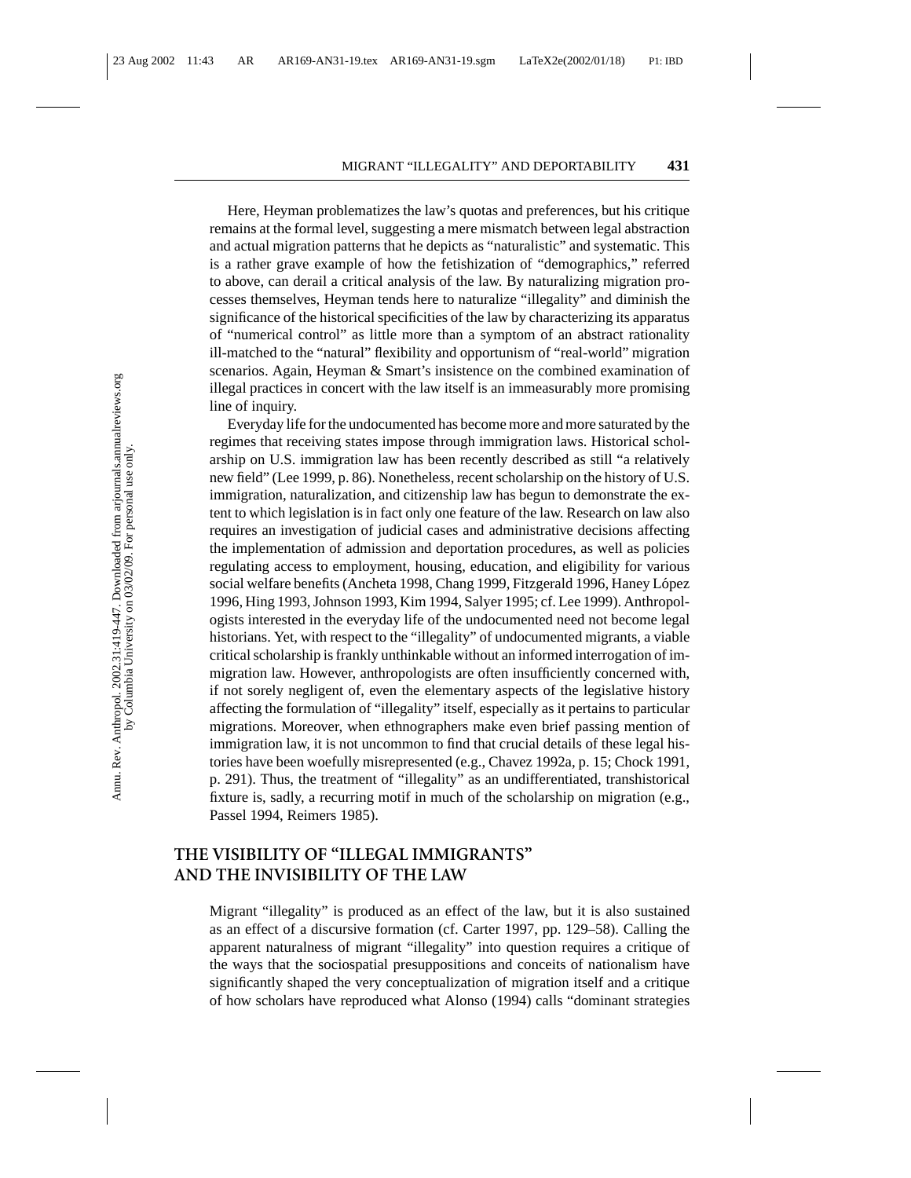Here, Heyman problematizes the law's quotas and preferences, but his critique remains at the formal level, suggesting a mere mismatch between legal abstraction and actual migration patterns that he depicts as "naturalistic" and systematic. This is a rather grave example of how the fetishization of "demographics," referred to above, can derail a critical analysis of the law. By naturalizing migration processes themselves, Heyman tends here to naturalize "illegality" and diminish the significance of the historical specificities of the law by characterizing its apparatus of "numerical control" as little more than a symptom of an abstract rationality ill-matched to the "natural" flexibility and opportunism of "real-world" migration scenarios. Again, Heyman & Smart's insistence on the combined examination of illegal practices in concert with the law itself is an immeasurably more promising line of inquiry.

Everyday life for the undocumented has become more and more saturated by the regimes that receiving states impose through immigration laws. Historical scholarship on U.S. immigration law has been recently described as still "a relatively new field" (Lee 1999, p. 86). Nonetheless, recent scholarship on the history of U.S. immigration, naturalization, and citizenship law has begun to demonstrate the extent to which legislation is in fact only one feature of the law. Research on law also requires an investigation of judicial cases and administrative decisions affecting the implementation of admission and deportation procedures, as well as policies regulating access to employment, housing, education, and eligibility for various social welfare benefits (Ancheta 1998, Chang 1999, Fitzgerald 1996, Haney López 1996, Hing 1993, Johnson 1993, Kim 1994, Salyer 1995; cf. Lee 1999). Anthropologists interested in the everyday life of the undocumented need not become legal historians. Yet, with respect to the "illegality" of undocumented migrants, a viable critical scholarship is frankly unthinkable without an informed interrogation of immigration law. However, anthropologists are often insufficiently concerned with, if not sorely negligent of, even the elementary aspects of the legislative history affecting the formulation of "illegality" itself, especially as it pertains to particular migrations. Moreover, when ethnographers make even brief passing mention of immigration law, it is not uncommon to find that crucial details of these legal histories have been woefully misrepresented (e.g., Chavez 1992a, p. 15; Chock 1991, p. 291). Thus, the treatment of "illegality" as an undifferentiated, transhistorical fixture is, sadly, a recurring motif in much of the scholarship on migration (e.g., Passel 1994, Reimers 1985).

## THE VISIBILITY OF "ILLEGAL IMMIGRANTS" AND THE INVISIBILITY OF THE LAW

Migrant "illegality" is produced as an effect of the law, but it is also sustained as an effect of a discursive formation (cf. Carter 1997, pp. 129–58). Calling the apparent naturalness of migrant "illegality" into question requires a critique of the ways that the sociospatial presuppositions and conceits of nationalism have significantly shaped the very conceptualization of migration itself and a critique of how scholars have reproduced what Alonso (1994) calls "dominant strategies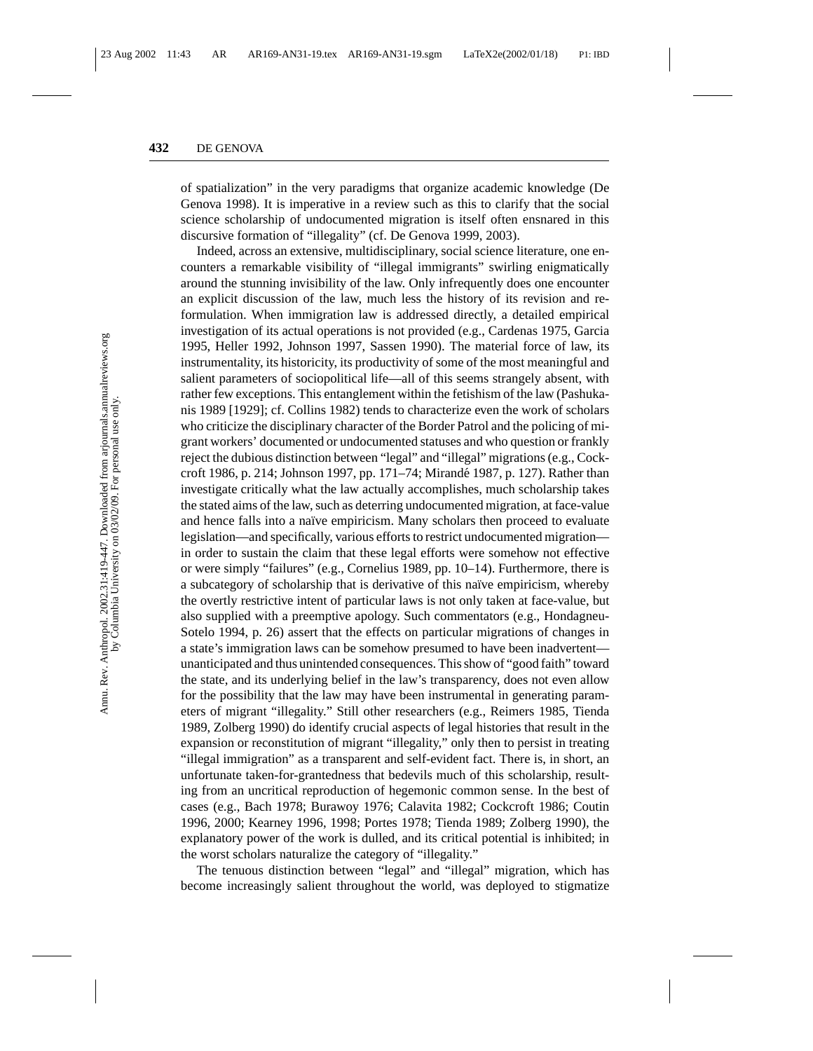of spatialization" in the very paradigms that organize academic knowledge (De Genova 1998). It is imperative in a review such as this to clarify that the social science scholarship of undocumented migration is itself often ensnared in this discursive formation of "illegality" (cf. De Genova 1999, 2003).

Indeed, across an extensive, multidisciplinary, social science literature, one encounters a remarkable visibility of "illegal immigrants" swirling enigmatically around the stunning invisibility of the law. Only infrequently does one encounter an explicit discussion of the law, much less the history of its revision and reformulation. When immigration law is addressed directly, a detailed empirical investigation of its actual operations is not provided (e.g., Cardenas 1975, Garcia 1995, Heller 1992, Johnson 1997, Sassen 1990). The material force of law, its instrumentality, its historicity, its productivity of some of the most meaningful and salient parameters of sociopolitical life—all of this seems strangely absent, with rather few exceptions. This entanglement within the fetishism of the law (Pashukanis 1989 [1929]; cf. Collins 1982) tends to characterize even the work of scholars who criticize the disciplinary character of the Border Patrol and the policing of migrant workers' documented or undocumented statuses and who question or frankly reject the dubious distinction between "legal" and "illegal" migrations (e.g., Cockcroft 1986, p. 214; Johnson 1997, pp. 171–74; Mirandé 1987, p. 127). Rather than investigate critically what the law actually accomplishes, much scholarship takes the stated aims of the law, such as deterring undocumented migration, at face-value and hence falls into a naïve empiricism. Many scholars then proceed to evaluate legislation—and specifically, various efforts to restrict undocumented migration—in order to sustain the claim that these legal efforts were somehow not effective or were simply "failures" (e.g., Cornelius 1989, pp. 10–14). Furthermore, there is a subcategory of scholarship that is derivative of this naïve empiricism, whereby the overtly restrictive intent of particular laws is not only taken at face-value, but also supplied with a preemptive apology. Such commentators (e.g., Hondagneu-Sotelo 1994, p. 26) assert that the effects on particular migrations of changes in a state's immigration laws can be somehow presumed to have been inadvertent—unanticipated and thus unintended consequences. This show of "good faith" toward the state, and its underlying belief in the law's transparency, does not even allow for the possibility that the law may have been instrumental in generating parameters of migrant "illegality." Still other researchers (e.g., Reimers 1985, Tienda 1989, Zolberg 1990) do identify crucial aspects of legal histories that result in the expansion or reconstitution of migrant "illegality," only then to persist in treating "illegal immigration" as a transparent and self-evident fact. There is, in short, an unfortunate taken-for-grantedness that bedevils much of this scholarship, resulting from an uncritical reproduction of hegemonic common sense. In the best of cases (e.g., Bach 1978; Burawoy 1976; Calavita 1982; Cockcroft 1986; Coutin 1996, 2000; Kearney 1996, 1998; Portes 1978; Tienda 1989; Zolberg 1990), the explanatory power of the work is dulled, and its critical potential is inhibited; in the worst scholars naturalize the category of "illegality."

The tenuous distinction between "legal" and "illegal" migration, which has become increasingly salient throughout the world, was deployed to stigmatize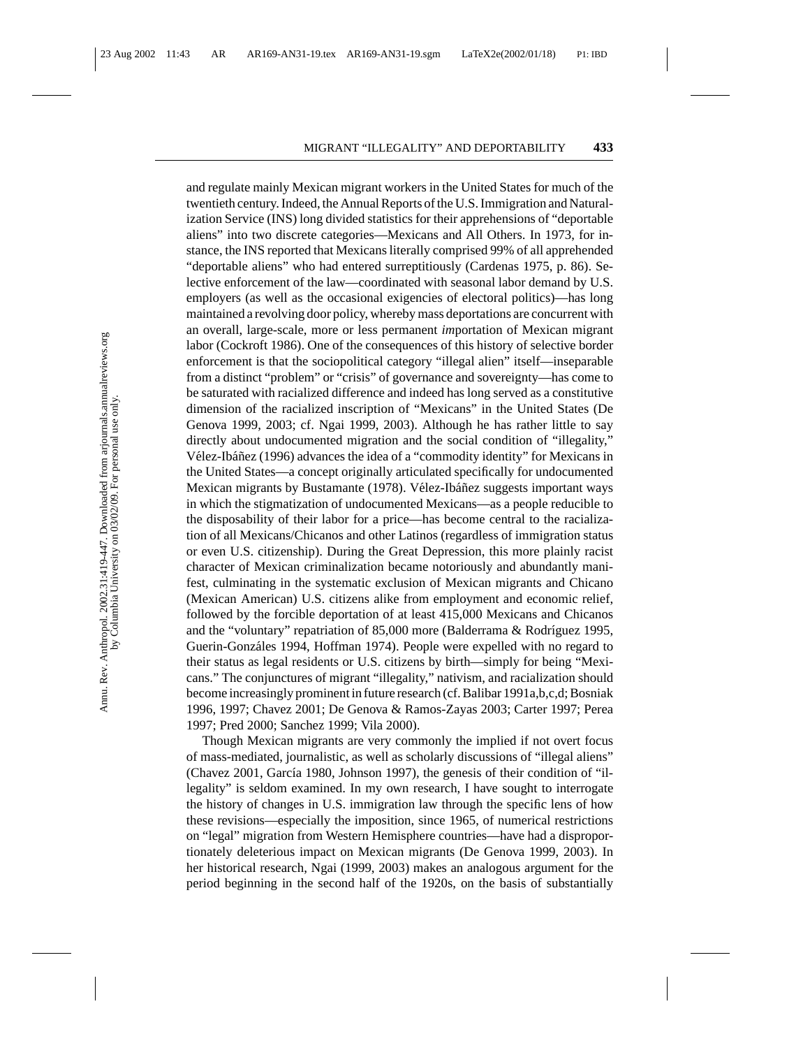and regulate mainly Mexican migrant workers in the United States for much of the twentieth century. Indeed, the Annual Reports of the U.S. Immigration and Naturalization Service (INS) long divided statistics for their apprehensions of "deportable aliens" into two discrete categories—Mexicans and All Others. In 1973, for instance, the INS reported that Mexicans literally comprised 99% of all apprehended "deportable aliens" who had entered surreptitiously (Cardenas 1975, p. 86). Selective enforcement of the law—coordinated with seasonal labor demand by U.S. employers (as well as the occasional exigencies of electoral politics)—has long maintained a revolving door policy, whereby mass deportations are concurrent with an overall, large-scale, more or less permanent *im*portation of Mexican migrant labor (Cockroft 1986). One of the consequences of this history of selective border enforcement is that the sociopolitical category "illegal alien" itself—inseparable from a distinct "problem" or "crisis" of governance and sovereignty—has come to be saturated with racialized difference and indeed has long served as a constitutive dimension of the racialized inscription of "Mexicans" in the United States (De Genova 1999, 2003; cf. Ngai 1999, 2003). Although he has rather little to say directly about undocumented migration and the social condition of "illegality," Vélez-Ibáñez (1996) advances the idea of a "commodity identity" for Mexicans in the United States—a concept originally articulated specifically for undocumented Mexican migrants by Bustamante (1978). Vélez-Ibáñez suggests important ways in which the stigmatization of undocumented Mexicans—as a people reducible to the disposability of their labor for a price—has become central to the racialization of all Mexicans/Chicanos and other Latinos (regardless of immigration status or even U.S. citizenship). During the Great Depression, this more plainly racist character of Mexican criminalization became notoriously and abundantly manifest, culminating in the systematic exclusion of Mexican migrants and Chicano (Mexican American) U.S. citizens alike from employment and economic relief, followed by the forcible deportation of at least 415,000 Mexicans and Chicanos and the "voluntary" repatriation of 85,000 more (Balderrama & Rodríguez 1995, Guerin-Gonzáles 1994, Hoffman 1974). People were expelled with no regard to their status as legal residents or U.S. citizens by birth—simply for being "Mexicans." The conjunctures of migrant "illegality," nativism, and racialization should become increasingly prominent in future research (cf. Balibar 1991a,b,c,d; Bosniak 1996, 1997; Chavez 2001; De Genova & Ramos-Zayas 2003; Carter 1997; Perea 1997; Pred 2000; Sanchez 1999; Vila 2000).

Though Mexican migrants are very commonly the implied if not overt focus of mass-mediated, journalistic, as well as scholarly discussions of "illegal aliens" (Chavez 2001, García 1980, Johnson 1997), the genesis of their condition of "illegality" is seldom examined. In my own research, I have sought to interrogate the history of changes in U.S. immigration law through the specific lens of how these revisions—especially the imposition, since 1965, of numerical restrictions on "legal" migration from Western Hemisphere countries—have had a disproportionately deleterious impact on Mexican migrants (De Genova 1999, 2003). In her historical research, Ngai (1999, 2003) makes an analogous argument for the period beginning in the second half of the 1920s, on the basis of substantially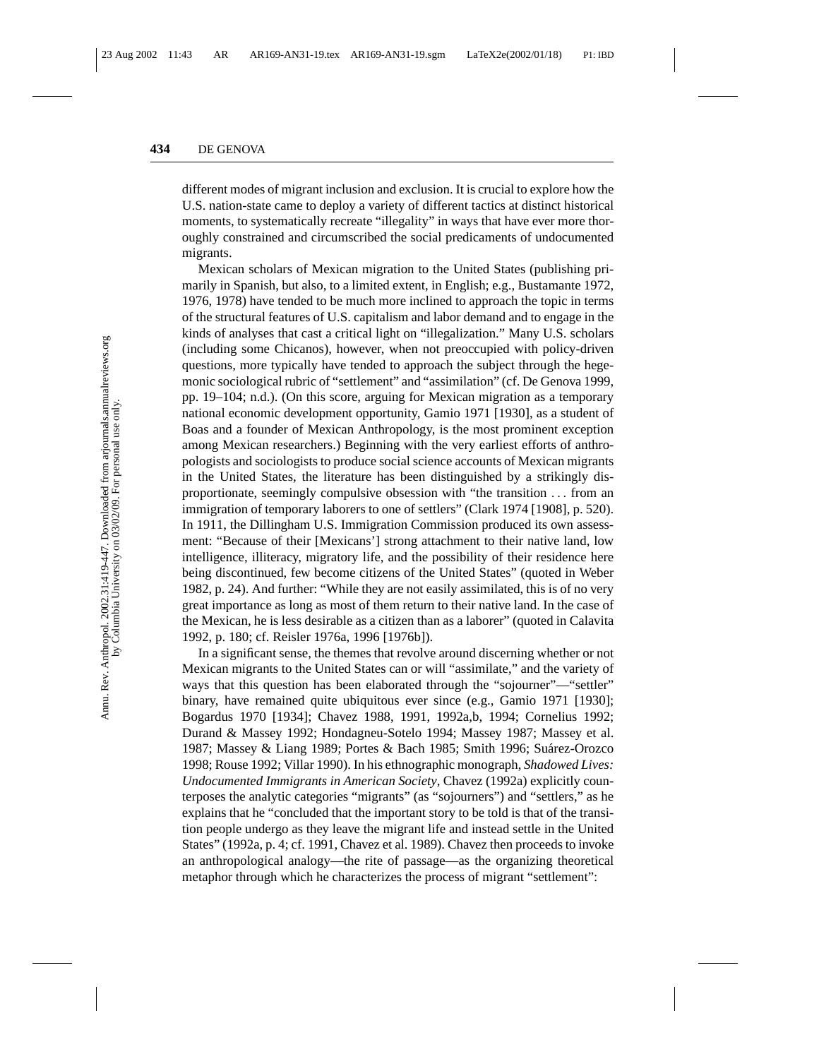different modes of migrant inclusion and exclusion. It is crucial to explore how the U.S. nation-state came to deploy a variety of different tactics at distinct historical moments, to systematically recreate "illegality" in ways that have ever more thoroughly constrained and circumscribed the social predicaments of undocumented migrants.

Mexican scholars of Mexican migration to the United States (publishing primarily in Spanish, but also, to a limited extent, in English; e.g., Bustamante 1972, 1976, 1978) have tended to be much more inclined to approach the topic in terms of the structural features of U.S. capitalism and labor demand and to engage in the kinds of analyses that cast a critical light on "illegalization." Many U.S. scholars (including some Chicanos), however, when not preoccupied with policy-driven questions, more typically have tended to approach the subject through the hegemonic sociological rubric of "settlement" and "assimilation" (cf. De Genova 1999, pp. 19–104; n.d.). (On this score, arguing for Mexican migration as a temporary national economic development opportunity, Gamio 1971 [1930], as a student of Boas and a founder of Mexican Anthropology, is the most prominent exception among Mexican researchers.) Beginning with the very earliest efforts of anthropologists and sociologists to produce social science accounts of Mexican migrants in the United States, the literature has been distinguished by a strikingly disproportionate, seemingly compulsive obsession with "the transition ... from an immigration of temporary laborers to one of settlers" (Clark 1974 [1908], p. 520). In 1911, the Dillingham U.S. Immigration Commission produced its own assessment: "Because of their [Mexicans'] strong attachment to their native land, low intelligence, illiteracy, migratory life, and the possibility of their residence here being discontinued, few become citizens of the United States" (quoted in Weber 1982, p. 24). And further: "While they are not easily assimilated, this is of no very great importance as long as most of them return to their native land. In the case of the Mexican, he is less desirable as a citizen than as a laborer" (quoted in Calavita 1992, p. 180; cf. Reisler 1976a, 1996 [1976b]).

In a significant sense, the themes that revolve around discerning whether or not Mexican migrants to the United States can or will "assimilate," and the variety of ways that this question has been elaborated through the "sojourner"—"settler" binary, have remained quite ubiquitous ever since (e.g., Gamio 1971 [1930]; Bogardus 1970 [1934]; Chavez 1988, 1991, 1992a,b, 1994; Cornelius 1992; Durand & Massey 1992; Hondagneu-Sotelo 1994; Massey 1987; Massey et al. 1987; Massey & Liang 1989; Portes & Bach 1985; Smith 1996; Suárez-Orozco 1998; Rouse 1992; Villar 1990). In his ethnographic monograph, *Shadowed Lives: Undocumented Immigrants in American Society*, Chavez (1992a) explicitly counterposes the analytic categories "migrants" (as "sojourners") and "settlers," as he explains that he "concluded that the important story to be told is that of the transition people undergo as they leave the migrant life and instead settle in the United States" (1992a, p. 4; cf. 1991, Chavez et al. 1989). Chavez then proceeds to invoke an anthropological analogy—the rite of passage—as the organizing theoretical metaphor through which he characterizes the process of migrant "settlement":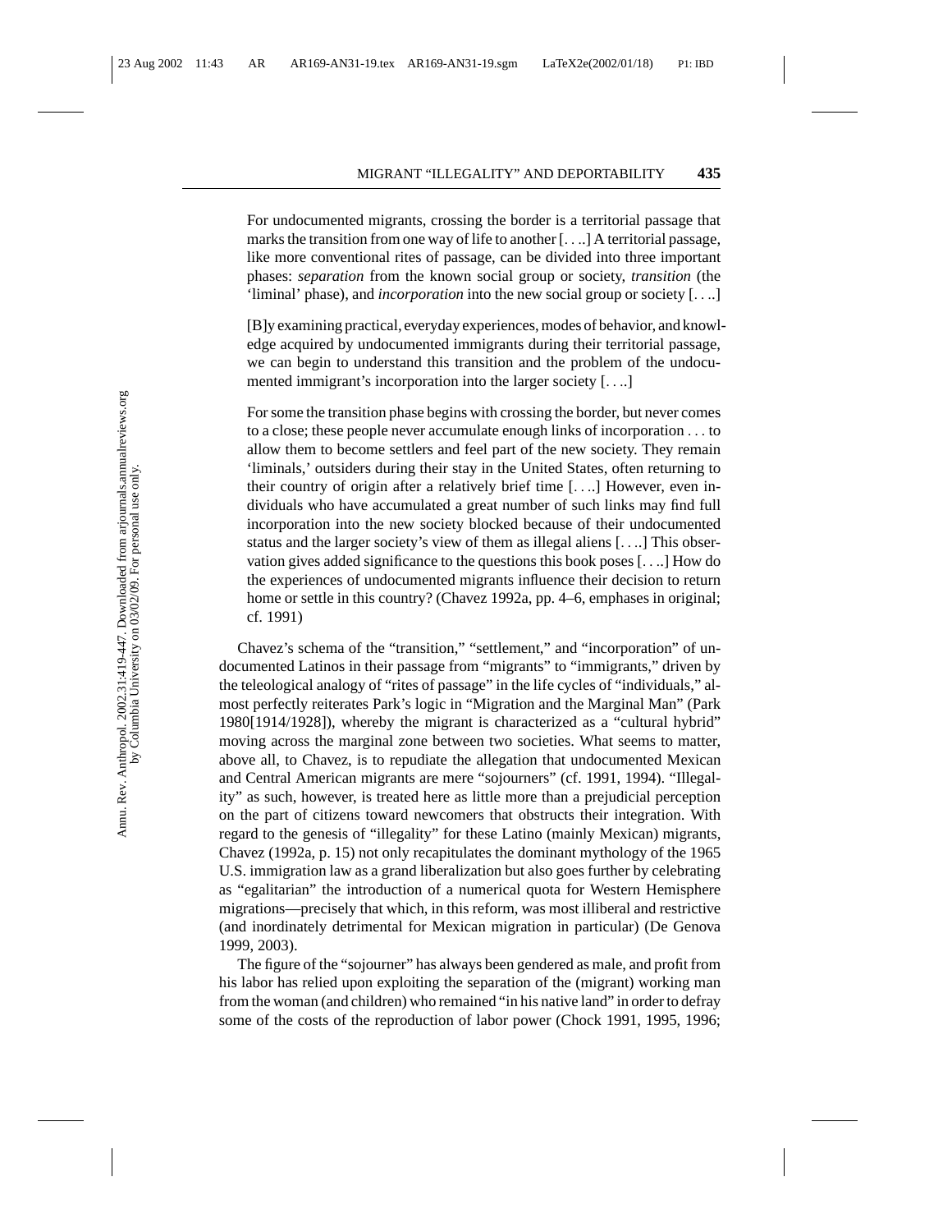> For undocumented migrants, crossing the border is a territorial passage that marks the transition from one way of life to another [. . ..] A territorial passage, like more conventional rites of passage, can be divided into three important phases: *separation* from the known social group or society, *transition* (the 'liminal' phase), and *incorporation* into the new social group or society [. . ..]
>
> [B]y examining practical, everyday experiences, modes of behavior, and knowledge acquired by undocumented immigrants during their territorial passage, we can begin to understand this transition and the problem of the undocumented immigrant's incorporation into the larger society [. . ..]
>
> For some the transition phase begins with crossing the border, but never comes to a close; these people never accumulate enough links of incorporation . . . to allow them to become settlers and feel part of the new society. They remain 'liminals,' outsiders during their stay in the United States, often returning to their country of origin after a relatively brief time [. . ..] However, even individuals who have accumulated a great number of such links may find full incorporation into the new society blocked because of their undocumented status and the larger society's view of them as illegal aliens [. . ..] This observation gives added significance to the questions this book poses [. . ..] How do the experiences of undocumented migrants influence their decision to return home or settle in this country? (Chavez 1992a, pp. 4–6, emphases in original; cf. 1991)

Chavez's schema of the "transition," "settlement," and "incorporation" of undocumented Latinos in their passage from "migrants" to "immigrants," driven by the teleological analogy of "rites of passage" in the life cycles of "individuals," almost perfectly reiterates Park's logic in "Migration and the Marginal Man" (Park 1980[1914/1928]), whereby the migrant is characterized as a "cultural hybrid" moving across the marginal zone between two societies. What seems to matter, above all, to Chavez, is to repudiate the allegation that undocumented Mexican and Central American migrants are mere "sojourners" (cf. 1991, 1994). "Illegality" as such, however, is treated here as little more than a prejudicial perception on the part of citizens toward newcomers that obstructs their integration. With regard to the genesis of "illegality" for these Latino (mainly Mexican) migrants, Chavez (1992a, p. 15) not only recapitulates the dominant mythology of the 1965 U.S. immigration law as a grand liberalization but also goes further by celebrating as "egalitarian" the introduction of a numerical quota for Western Hemisphere migrations—precisely that which, in this reform, was most illiberal and restrictive (and inordinately detrimental for Mexican migration in particular) (De Genova 1999, 2003).

The figure of the "sojourner" has always been gendered as male, and profit from his labor has relied upon exploiting the separation of the (migrant) working man from the woman (and children) who remained "in his native land" in order to defray some of the costs of the reproduction of labor power (Chock 1991, 1995, 1996;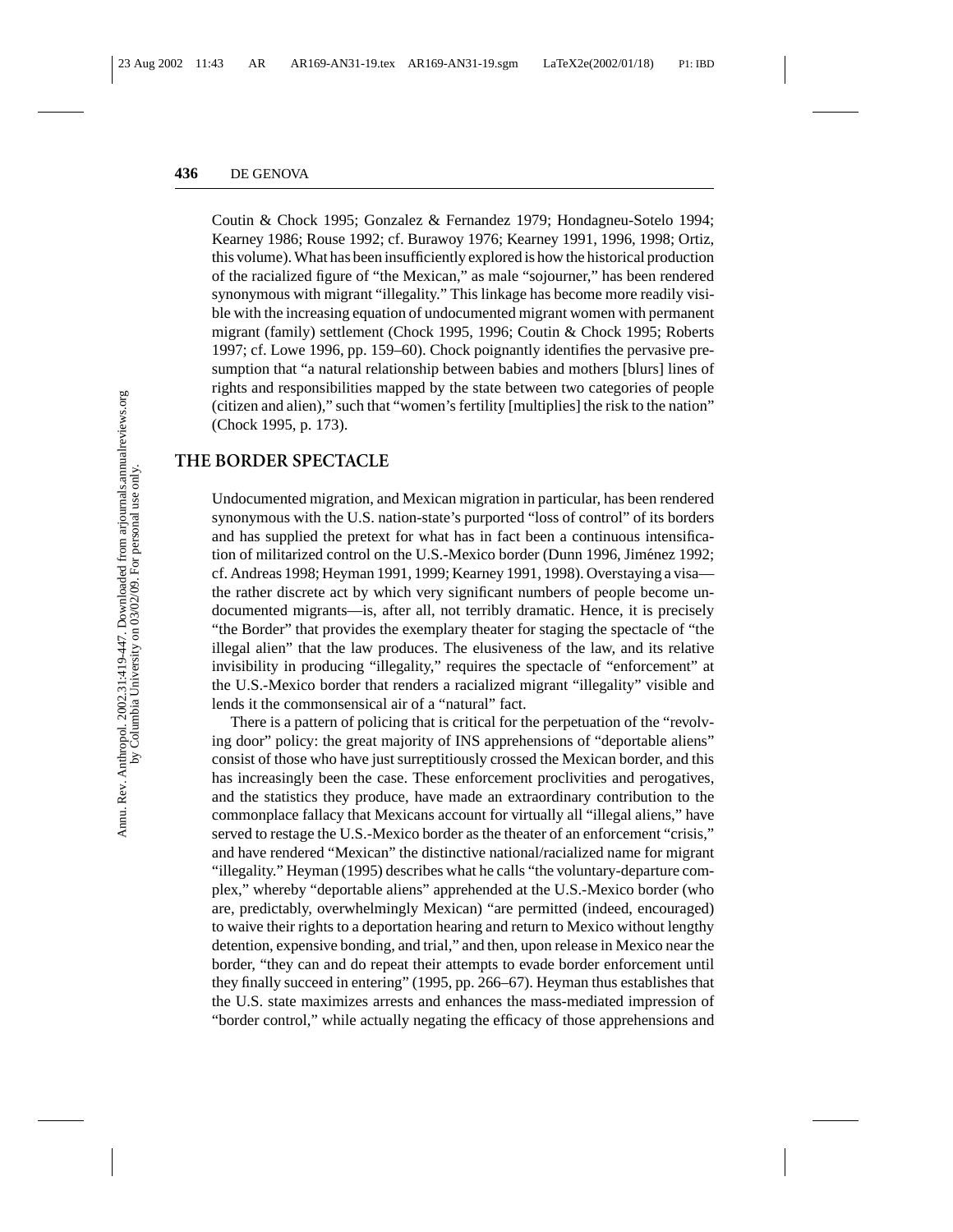Coutin & Chock 1995; Gonzalez & Fernandez 1979; Hondagneu-Sotelo 1994; Kearney 1986; Rouse 1992; cf. Burawoy 1976; Kearney 1991, 1996, 1998; Ortiz, this volume). What has been insufficiently explored is how the historical production of the racialized figure of "the Mexican," as male "sojourner," has been rendered synonymous with migrant "illegality." This linkage has become more readily visible with the increasing equation of undocumented migrant women with permanent migrant (family) settlement (Chock 1995, 1996; Coutin & Chock 1995; Roberts 1997; cf. Lowe 1996, pp. 159–60). Chock poignantly identifies the pervasive presumption that "a natural relationship between babies and mothers [blurs] lines of rights and responsibilities mapped by the state between two categories of people (citizen and alien)," such that "women's fertility [multiplies] the risk to the nation" (Chock 1995, p. 173).

## THE BORDER SPECTACLE

Undocumented migration, and Mexican migration in particular, has been rendered synonymous with the U.S. nation-state's purported "loss of control" of its borders and has supplied the pretext for what has in fact been a continuous intensification of militarized control on the U.S.-Mexico border (Dunn 1996, Jiménez 1992; cf. Andreas 1998; Heyman 1991, 1999; Kearney 1991, 1998). Overstaying a visa—the rather discrete act by which very significant numbers of people become undocumented migrants—is, after all, not terribly dramatic. Hence, it is precisely "the Border" that provides the exemplary theater for staging the spectacle of "the illegal alien" that the law produces. The elusiveness of the law, and its relative invisibility in producing "illegality," requires the spectacle of "enforcement" at the U.S.-Mexico border that renders a racialized migrant "illegality" visible and lends it the commonsensical air of a "natural" fact.

There is a pattern of policing that is critical for the perpetuation of the "revolving door" policy: the great majority of INS apprehensions of "deportable aliens" consist of those who have just surreptitiously crossed the Mexican border, and this has increasingly been the case. These enforcement proclivities and perogatives, and the statistics they produce, have made an extraordinary contribution to the commonplace fallacy that Mexicans account for virtually all "illegal aliens," have served to restage the U.S.-Mexico border as the theater of an enforcement "crisis," and have rendered "Mexican" the distinctive national/racialized name for migrant "illegality." Heyman (1995) describes what he calls "the voluntary-departure complex," whereby "deportable aliens" apprehended at the U.S.-Mexico border (who are, predictably, overwhelmingly Mexican) "are permitted (indeed, encouraged) to waive their rights to a deportation hearing and return to Mexico without lengthy detention, expensive bonding, and trial," and then, upon release in Mexico near the border, "they can and do repeat their attempts to evade border enforcement until they finally succeed in entering" (1995, pp. 266–67). Heyman thus establishes that the U.S. state maximizes arrests and enhances the mass-mediated impression of "border control," while actually negating the efficacy of those apprehensions and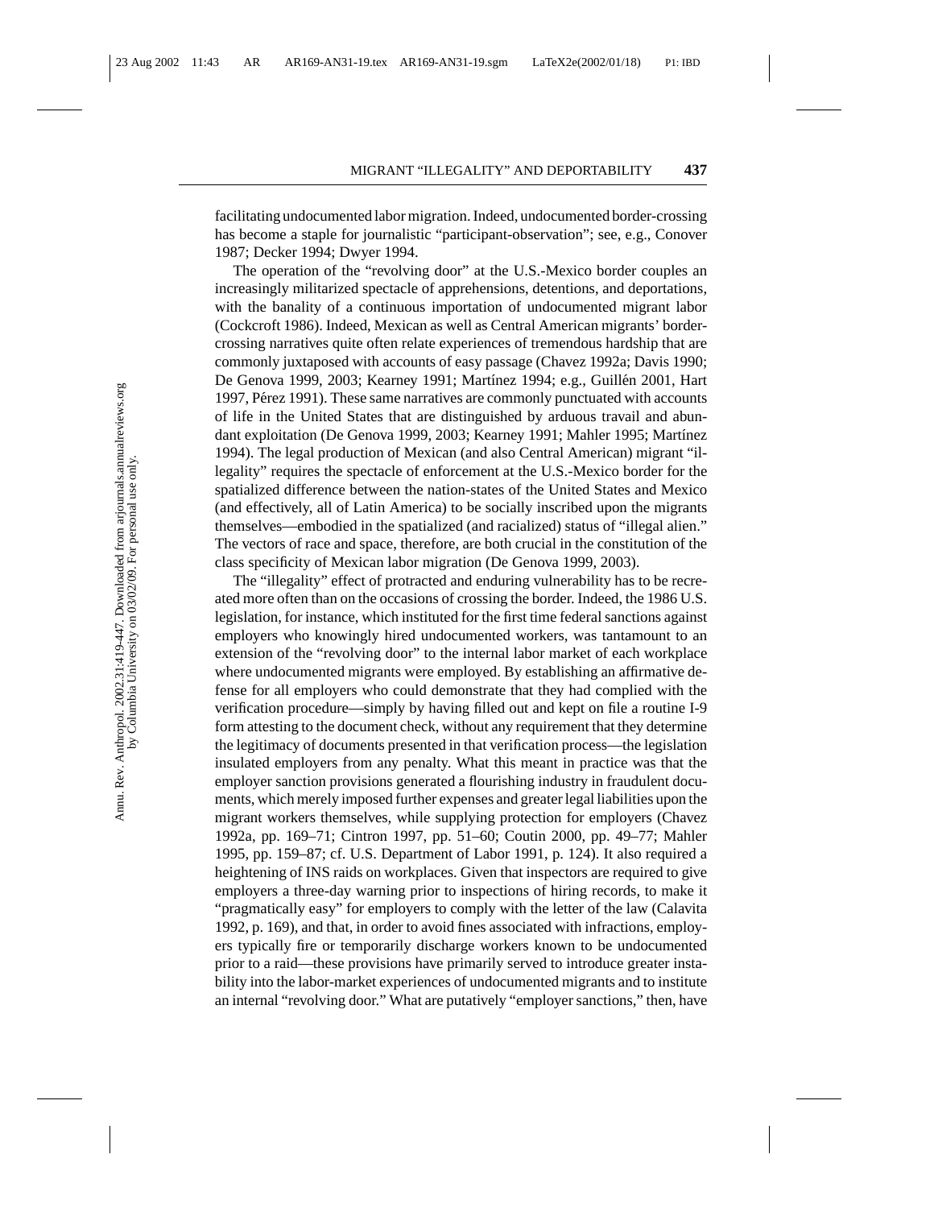facilitating undocumented labor migration. Indeed, undocumented border-crossing has become a staple for journalistic "participant-observation"; see, e.g., Conover 1987; Decker 1994; Dwyer 1994.

The operation of the "revolving door" at the U.S.-Mexico border couples an increasingly militarized spectacle of apprehensions, detentions, and deportations, with the banality of a continuous importation of undocumented migrant labor (Cockcroft 1986). Indeed, Mexican as well as Central American migrants' border-crossing narratives quite often relate experiences of tremendous hardship that are commonly juxtaposed with accounts of easy passage (Chavez 1992a; Davis 1990; De Genova 1999, 2003; Kearney 1991; Martínez 1994; e.g., Guillén 2001, Hart 1997, Pérez 1991). These same narratives are commonly punctuated with accounts of life in the United States that are distinguished by arduous travail and abundant exploitation (De Genova 1999, 2003; Kearney 1991; Mahler 1995; Martínez 1994). The legal production of Mexican (and also Central American) migrant "illegality" requires the spectacle of enforcement at the U.S.-Mexico border for the spatialized difference between the nation-states of the United States and Mexico (and effectively, all of Latin America) to be socially inscribed upon the migrants themselves—embodied in the spatialized (and racialized) status of "illegal alien." The vectors of race and space, therefore, are both crucial in the constitution of the class specificity of Mexican labor migration (De Genova 1999, 2003).

The "illegality" effect of protracted and enduring vulnerability has to be recreated more often than on the occasions of crossing the border. Indeed, the 1986 U.S. legislation, for instance, which instituted for the first time federal sanctions against employers who knowingly hired undocumented workers, was tantamount to an extension of the "revolving door" to the internal labor market of each workplace where undocumented migrants were employed. By establishing an affirmative defense for all employers who could demonstrate that they had complied with the verification procedure—simply by having filled out and kept on file a routine I-9 form attesting to the document check, without any requirement that they determine the legitimacy of documents presented in that verification process—the legislation insulated employers from any penalty. What this meant in practice was that the employer sanction provisions generated a flourishing industry in fraudulent documents, which merely imposed further expenses and greater legal liabilities upon the migrant workers themselves, while supplying protection for employers (Chavez 1992a, pp. 169–71; Cintron 1997, pp. 51–60; Coutin 2000, pp. 49–77; Mahler 1995, pp. 159–87; cf. U.S. Department of Labor 1991, p. 124). It also required a heightening of INS raids on workplaces. Given that inspectors are required to give employers a three-day warning prior to inspections of hiring records, to make it "pragmatically easy" for employers to comply with the letter of the law (Calavita 1992, p. 169), and that, in order to avoid fines associated with infractions, employers typically fire or temporarily discharge workers known to be undocumented prior to a raid—these provisions have primarily served to introduce greater instability into the labor-market experiences of undocumented migrants and to institute an internal "revolving door." What are putatively "employer sanctions," then, have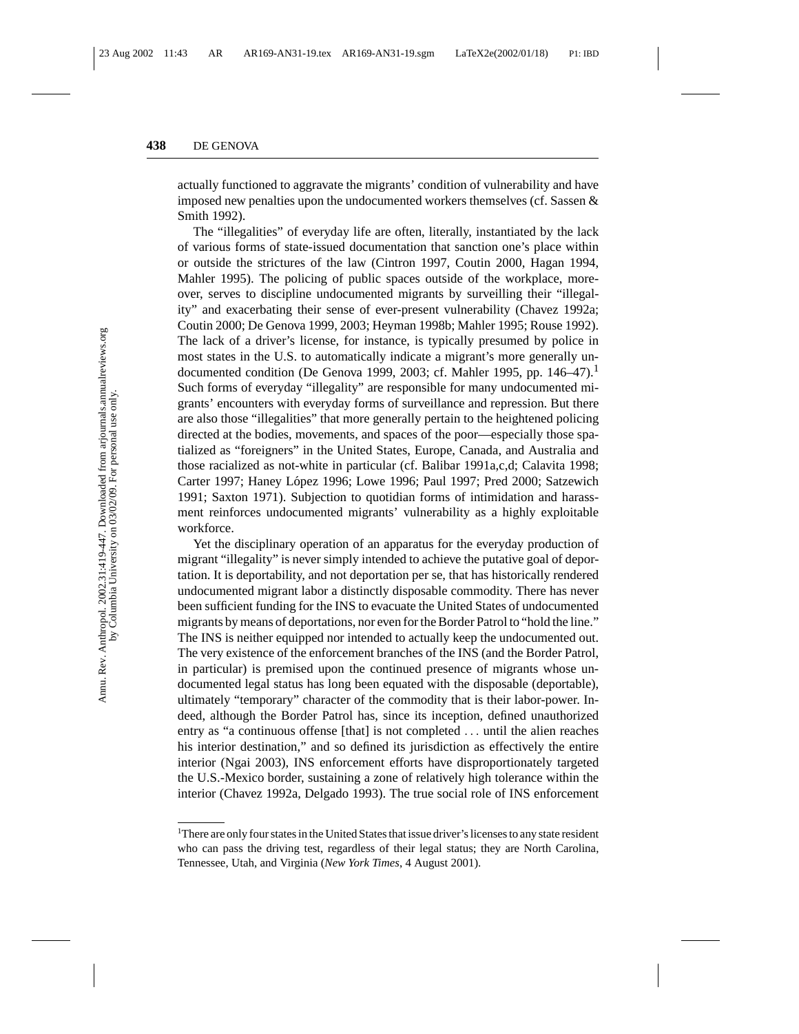actually functioned to aggravate the migrants' condition of vulnerability and have imposed new penalties upon the undocumented workers themselves (cf. Sassen & Smith 1992).

The "illegalities" of everyday life are often, literally, instantiated by the lack of various forms of state-issued documentation that sanction one's place within or outside the strictures of the law (Cintron 1997, Coutin 2000, Hagan 1994, Mahler 1995). The policing of public spaces outside of the workplace, moreover, serves to discipline undocumented migrants by surveilling their "illegality" and exacerbating their sense of ever-present vulnerability (Chavez 1992a; Coutin 2000; De Genova 1999, 2003; Heyman 1998b; Mahler 1995; Rouse 1992). The lack of a driver's license, for instance, is typically presumed by police in most states in the U.S. to automatically indicate a migrant's more generally undocumented condition (De Genova 1999, 2003; cf. Mahler 1995, pp. 146–47).[1] Such forms of everyday "illegality" are responsible for many undocumented migrants' encounters with everyday forms of surveillance and repression. But there are also those "illegalities" that more generally pertain to the heightened policing directed at the bodies, movements, and spaces of the poor—especially those spatialized as "foreigners" in the United States, Europe, Canada, and Australia and those racialized as not-white in particular (cf. Balibar 1991a,c,d; Calavita 1998; Carter 1997; Haney López 1996; Lowe 1996; Paul 1997; Pred 2000; Satzewich 1991; Saxton 1971). Subjection to quotidian forms of intimidation and harassment reinforces undocumented migrants' vulnerability as a highly exploitable workforce.

Yet the disciplinary operation of an apparatus for the everyday production of migrant "illegality" is never simply intended to achieve the putative goal of deportation. It is deportability, and not deportation per se, that has historically rendered undocumented migrant labor a distinctly disposable commodity. There has never been sufficient funding for the INS to evacuate the United States of undocumented migrants by means of deportations, nor even for the Border Patrol to "hold the line." The INS is neither equipped nor intended to actually keep the undocumented out. The very existence of the enforcement branches of the INS (and the Border Patrol, in particular) is premised upon the continued presence of migrants whose undocumented legal status has long been equated with the disposable (deportable), ultimately "temporary" character of the commodity that is their labor-power. Indeed, although the Border Patrol has, since its inception, defined unauthorized entry as "a continuous offense [that] is not completed ... until the alien reaches his interior destination," and so defined its jurisdiction as effectively the entire interior (Ngai 2003), INS enforcement efforts have disproportionately targeted the U.S.-Mexico border, sustaining a zone of relatively high tolerance within the interior (Chavez 1992a, Delgado 1993). The true social role of INS enforcement

[1]There are only four states in the United States that issue driver's licenses to any state resident who can pass the driving test, regardless of their legal status; they are North Carolina, Tennessee, Utah, and Virginia (*New York Times*, 4 August 2001).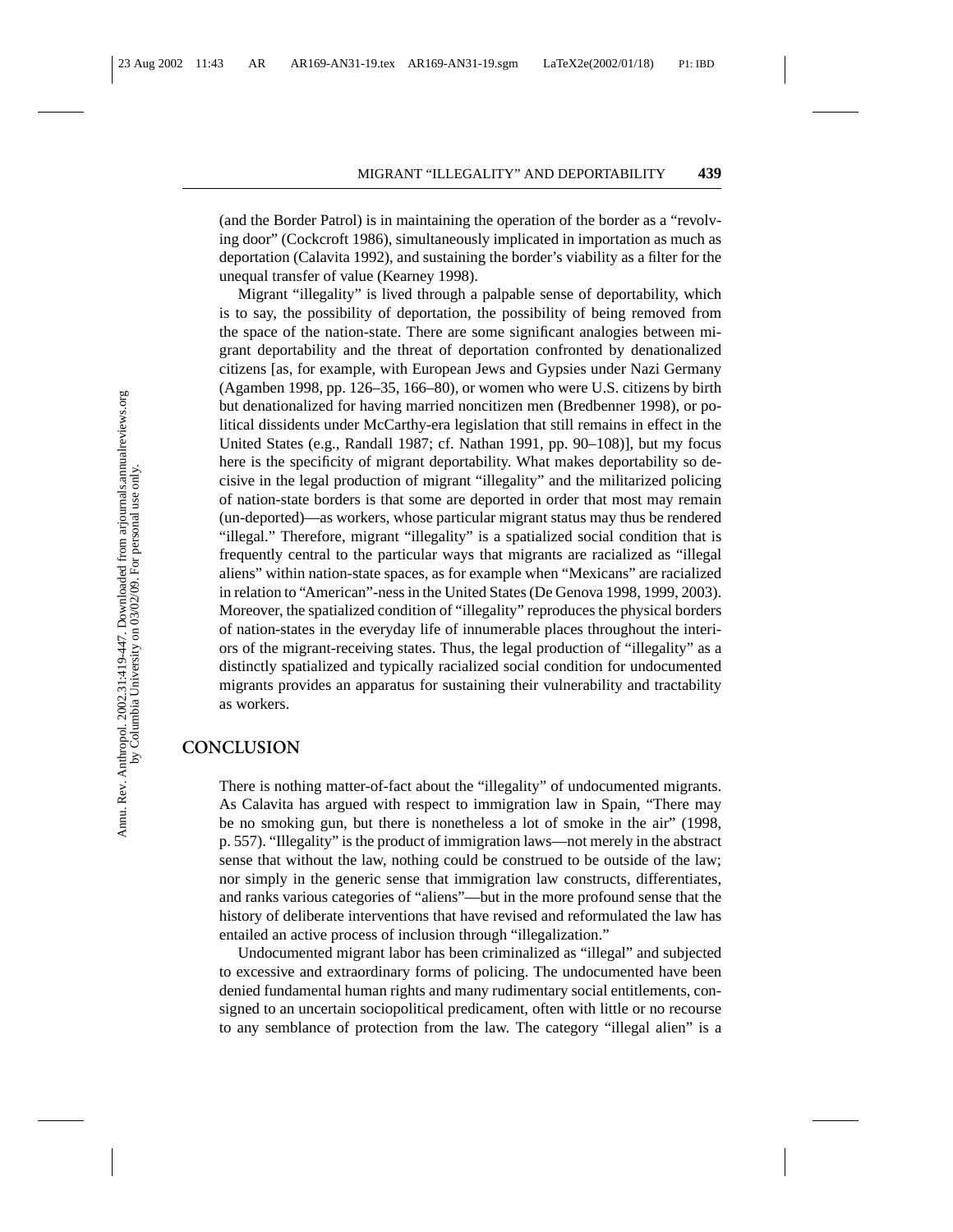(and the Border Patrol) is in maintaining the operation of the border as a "revolving door" (Cockcroft 1986), simultaneously implicated in importation as much as deportation (Calavita 1992), and sustaining the border's viability as a filter for the unequal transfer of value (Kearney 1998).

Migrant "illegality" is lived through a palpable sense of deportability, which is to say, the possibility of deportation, the possibility of being removed from the space of the nation-state. There are some significant analogies between migrant deportability and the threat of deportation confronted by denationalized citizens [as, for example, with European Jews and Gypsies under Nazi Germany (Agamben 1998, pp. 126–35, 166–80), or women who were U.S. citizens by birth but denationalized for having married noncitizen men (Bredbenner 1998), or political dissidents under McCarthy-era legislation that still remains in effect in the United States (e.g., Randall 1987; cf. Nathan 1991, pp. 90–108)], but my focus here is the specificity of migrant deportability. What makes deportability so decisive in the legal production of migrant "illegality" and the militarized policing of nation-state borders is that some are deported in order that most may remain (un-deported)—as workers, whose particular migrant status may thus be rendered "illegal." Therefore, migrant "illegality" is a spatialized social condition that is frequently central to the particular ways that migrants are racialized as "illegal aliens" within nation-state spaces, as for example when "Mexicans" are racialized in relation to "American"-ness in the United States (De Genova 1998, 1999, 2003). Moreover, the spatialized condition of "illegality" reproduces the physical borders of nation-states in the everyday life of innumerable places throughout the interiors of the migrant-receiving states. Thus, the legal production of "illegality" as a distinctly spatialized and typically racialized social condition for undocumented migrants provides an apparatus for sustaining their vulnerability and tractability as workers.

## CONCLUSION

There is nothing matter-of-fact about the "illegality" of undocumented migrants. As Calavita has argued with respect to immigration law in Spain, "There may be no smoking gun, but there is nonetheless a lot of smoke in the air" (1998, p. 557). "Illegality" is the product of immigration laws—not merely in the abstract sense that without the law, nothing could be construed to be outside of the law; nor simply in the generic sense that immigration law constructs, differentiates, and ranks various categories of "aliens"—but in the more profound sense that the history of deliberate interventions that have revised and reformulated the law has entailed an active process of inclusion through "illegalization."

Undocumented migrant labor has been criminalized as "illegal" and subjected to excessive and extraordinary forms of policing. The undocumented have been denied fundamental human rights and many rudimentary social entitlements, consigned to an uncertain sociopolitical predicament, often with little or no recourse to any semblance of protection from the law. The category "illegal alien" is a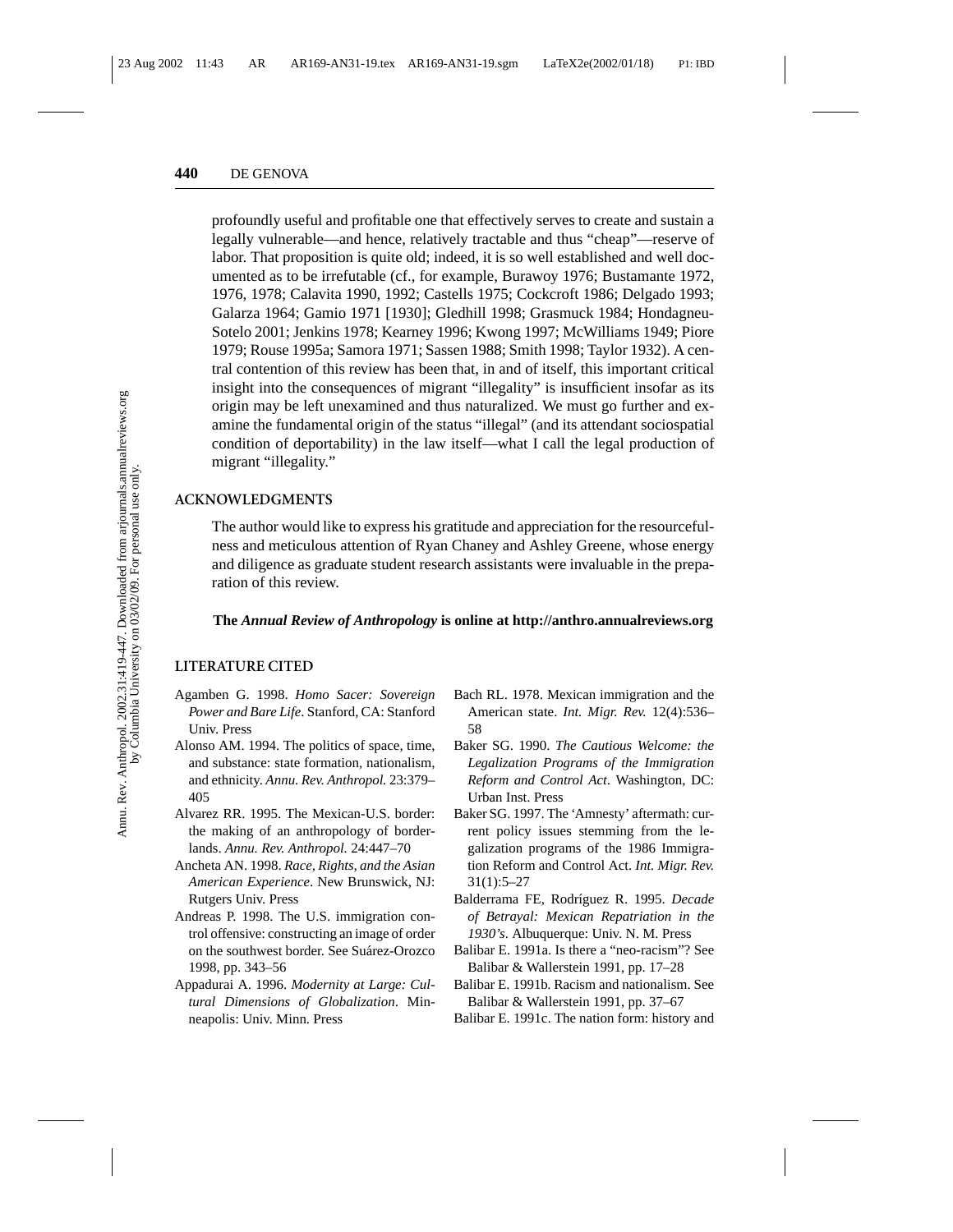profoundly useful and profitable one that effectively serves to create and sustain a legally vulnerable—and hence, relatively tractable and thus "cheap"—reserve of labor. That proposition is quite old; indeed, it is so well established and well documented as to be irrefutable (cf., for example, Burawoy 1976; Bustamante 1972, 1976, 1978; Calavita 1990, 1992; Castells 1975; Cockcroft 1986; Delgado 1993; Galarza 1964; Gamio 1971 [1930]; Gledhill 1998; Grasmuck 1984; Hondagneu-Sotelo 2001; Jenkins 1978; Kearney 1996; Kwong 1997; McWilliams 1949; Piore 1979; Rouse 1995a; Samora 1971; Sassen 1988; Smith 1998; Taylor 1932). A central contention of this review has been that, in and of itself, this important critical insight into the consequences of migrant "illegality" is insufficient insofar as its origin may be left unexamined and thus naturalized. We must go further and examine the fundamental origin of the status "illegal" (and its attendant sociospatial condition of deportability) in the law itself—what I call the legal production of migrant "illegality."

## ACKNOWLEDGMENTS

The author would like to express his gratitude and appreciation for the resourcefulness and meticulous attention of Ryan Chaney and Ashley Greene, whose energy and diligence as graduate student research assistants were invaluable in the preparation of this review.

**The *Annual Review of Anthropology* is online at http://anthro.annualreviews.org**

## LITERATURE CITED

Agamben G. 1998. *Homo Sacer: Sovereign Power and Bare Life*. Stanford, CA: Stanford Univ. Press

Alonso AM. 1994. The politics of space, time, and substance: state formation, nationalism, and ethnicity. *Annu. Rev. Anthropol.* 23:379–405

Alvarez RR. 1995. The Mexican-U.S. border: the making of an anthropology of borderlands. *Annu. Rev. Anthropol.* 24:447–70

Ancheta AN. 1998. *Race, Rights, and the Asian American Experience*. New Brunswick, NJ: Rutgers Univ. Press

Andreas P. 1998. The U.S. immigration control offensive: constructing an image of order on the southwest border. See Suárez-Orozco 1998, pp. 343–56

Appadurai A. 1996. *Modernity at Large: Cultural Dimensions of Globalization*. Minneapolis: Univ. Minn. Press

Bach RL. 1978. Mexican immigration and the American state. *Int. Migr. Rev.* 12(4):536–58

Baker SG. 1990. *The Cautious Welcome: the Legalization Programs of the Immigration Reform and Control Act*. Washington, DC: Urban Inst. Press

Baker SG. 1997. The 'Amnesty' aftermath: current policy issues stemming from the legalization programs of the 1986 Immigration Reform and Control Act. *Int. Migr. Rev.* 31(1):5–27

Balderrama FE, Rodríguez R. 1995. *Decade of Betrayal: Mexican Repatriation in the 1930's*. Albuquerque: Univ. N. M. Press

Balibar E. 1991a. Is there a "neo-racism"? See Balibar & Wallerstein 1991, pp. 17–28

Balibar E. 1991b. Racism and nationalism. See Balibar & Wallerstein 1991, pp. 37–67

Balibar E. 1991c. The nation form: history and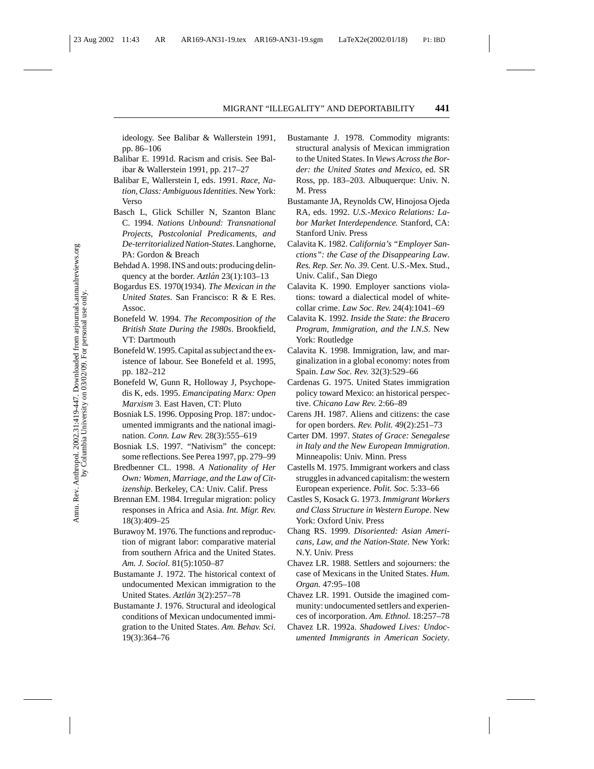ideology. See Balibar & Wallerstein 1991, pp. 86–106

Balibar E. 1991d. Racism and crisis. See Balibar & Wallerstein 1991, pp. 217–27

Balibar E, Wallerstein I, eds. 1991. *Race, Nation, Class: Ambiguous Identities.* New York: Verso

Basch L, Glick Schiller N, Szanton Blanc C. 1994. *Nations Unbound: Transnational Projects, Postcolonial Predicaments, and De-territorialized Nation-States*. Langhorne, PA: Gordon & Breach

Behdad A. 1998. INS and outs: producing delinquency at the border. *Aztlán* 23(1):103–13

Bogardus ES. 1970(1934). *The Mexican in the United States*. San Francisco: R & E Res. Assoc.

Bonefeld W. 1994. *The Recomposition of the British State During the 1980s*. Brookfield, VT: Dartmouth

Bonefeld W. 1995. Capital as subject and the existence of labour. See Bonefeld et al. 1995, pp. 182–212

Bonefeld W, Gunn R, Holloway J, Psychopedis K, eds. 1995. *Emancipating Marx: Open Marxism* 3. East Haven, CT: Pluto

Bosniak LS. 1996. Opposing Prop. 187: undocumented immigrants and the national imagination. *Conn. Law Rev.* 28(3):555–619

Bosniak LS. 1997. "Nativism" the concept: some reflections. See Perea 1997, pp. 279–99

Bredbenner CL. 1998. *A Nationality of Her Own: Women, Marriage, and the Law of Citizenship*. Berkeley, CA: Univ. Calif. Press

Brennan EM. 1984. Irregular migration: policy responses in Africa and Asia. *Int. Migr. Rev.* 18(3):409–25

Burawoy M. 1976. The functions and reproduction of migrant labor: comparative material from southern Africa and the United States. *Am. J. Sociol.* 81(5):1050–87

Bustamante J. 1972. The historical context of undocumented Mexican immigration to the United States. *Aztlán* 3(2):257–78

Bustamante J. 1976. Structural and ideological conditions of Mexican undocumented immigration to the United States. *Am. Behav. Sci.* 19(3):364–76

Bustamante J. 1978. Commodity migrants: structural analysis of Mexican immigration to the United States. In *Views Across the Border: the United States and Mexico*, ed. SR Ross, pp. 183–203. Albuquerque: Univ. N. M. Press

Bustamante JA, Reynolds CW, Hinojosa Ojeda RA, eds. 1992. *U.S.-Mexico Relations: Labor Market Interdependence.* Stanford, CA: Stanford Univ. Press

Calavita K. 1982. *California's "Employer Sanctions": the Case of the Disappearing Law. Res. Rep. Ser. No. 39.* Cent. U.S.-Mex. Stud., Univ. Calif., San Diego

Calavita K. 1990. Employer sanctions violations: toward a dialectical model of white-collar crime. *Law Soc. Rev.* 24(4):1041–69

Calavita K. 1992. *Inside the State: the Bracero Program, Immigration, and the I.N.S*. New York: Routledge

Calavita K. 1998. Immigration, law, and marginalization in a global economy: notes from Spain. *Law Soc. Rev.* 32(3):529–66

Cardenas G. 1975. United States immigration policy toward Mexico: an historical perspective. *Chicano Law Rev.* 2:66–89

Carens JH. 1987. Aliens and citizens: the case for open borders. *Rev. Polit.* 49(2):251–73

Carter DM. 1997. *States of Grace: Senegalese in Italy and the New European Immigration*. Minneapolis: Univ. Minn. Press

Castells M. 1975. Immigrant workers and class struggles in advanced capitalism: the western European experience. *Polit. Soc.* 5:33–66

Castles S, Kosack G. 1973. *Immigrant Workers and Class Structure in Western Europe*. New York: Oxford Univ. Press

Chang RS. 1999. *Disoriented: Asian Americans, Law, and the Nation-State*. New York: N.Y. Univ. Press

Chavez LR. 1988. Settlers and sojourners: the case of Mexicans in the United States. *Hum. Organ.* 47:95–108

Chavez LR. 1991. Outside the imagined community: undocumented settlers and experiences of incorporation. *Am. Ethnol.* 18:257–78

Chavez LR. 1992a. *Shadowed Lives: Undocumented Immigrants in American Society*.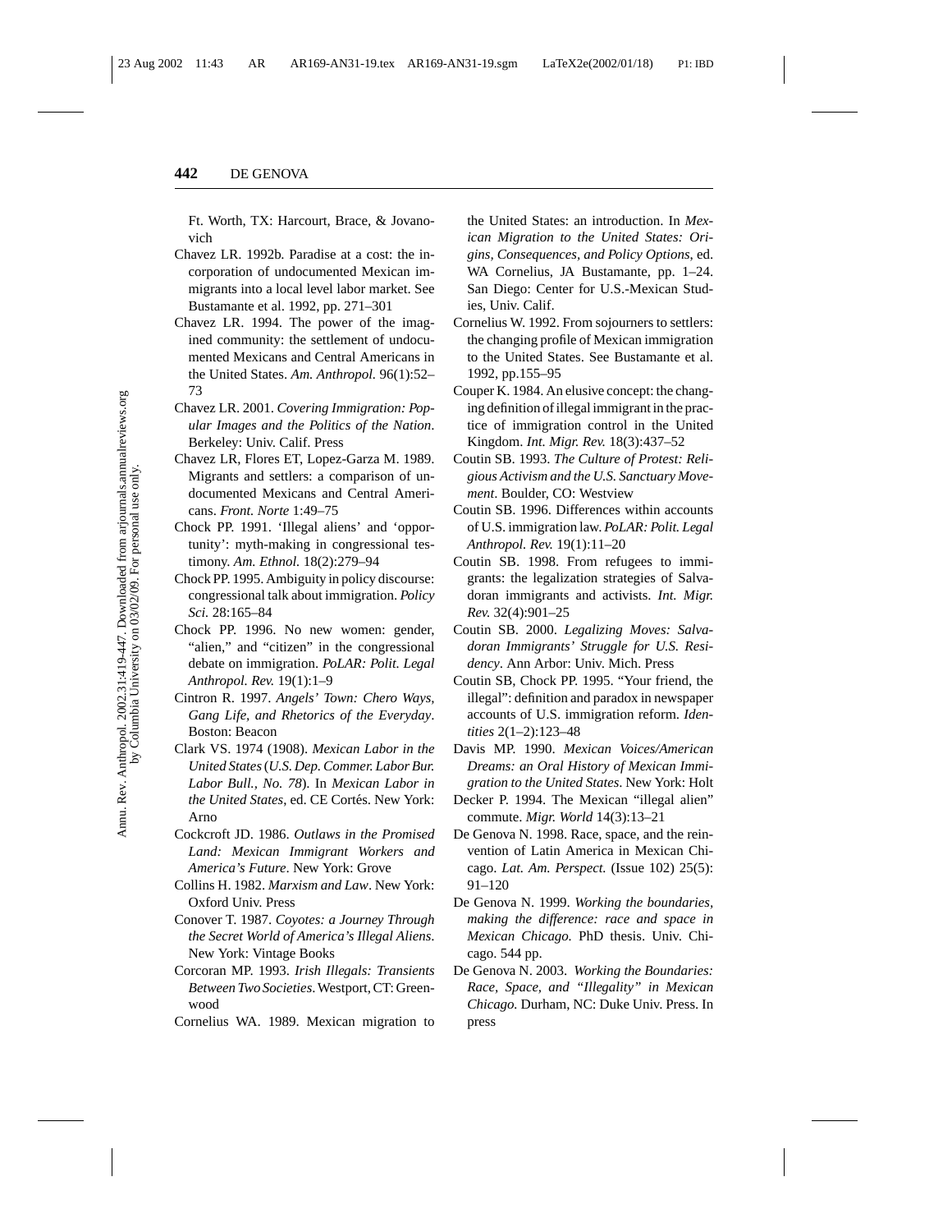Ft. Worth, TX: Harcourt, Brace, & Jovanovich

Chavez LR. 1992b. Paradise at a cost: the incorporation of undocumented Mexican immigrants into a local level labor market. See Bustamante et al. 1992, pp. 271–301

Chavez LR. 1994. The power of the imagined community: the settlement of undocumented Mexicans and Central Americans in the United States. *Am. Anthropol.* 96(1):52–73

Chavez LR. 2001. *Covering Immigration: Popular Images and the Politics of the Nation*. Berkeley: Univ. Calif. Press

Chavez LR, Flores ET, Lopez-Garza M. 1989. Migrants and settlers: a comparison of undocumented Mexicans and Central Americans. *Front. Norte* 1:49–75

Chock PP. 1991. 'Illegal aliens' and 'opportunity': myth-making in congressional testimony. *Am. Ethnol.* 18(2):279–94

Chock PP. 1995. Ambiguity in policy discourse: congressional talk about immigration. *Policy Sci.* 28:165–84

Chock PP. 1996. No new women: gender, "alien," and "citizen" in the congressional debate on immigration. *PoLAR: Polit. Legal Anthropol. Rev.* 19(1):1–9

Cintron R. 1997. *Angels' Town: Chero Ways, Gang Life, and Rhetorics of the Everyday*. Boston: Beacon

Clark VS. 1974 (1908). *Mexican Labor in the United States* (*U.S. Dep. Commer. Labor Bur. Labor Bull., No. 78*). In *Mexican Labor in the United States*, ed. CE Cortés. New York: Arno

Cockcroft JD. 1986. *Outlaws in the Promised Land: Mexican Immigrant Workers and America's Future*. New York: Grove

Collins H. 1982. *Marxism and Law*. New York: Oxford Univ. Press

Conover T. 1987. *Coyotes: a Journey Through the Secret World of America's Illegal Aliens*. New York: Vintage Books

Corcoran MP. 1993. *Irish Illegals: Transients Between Two Societies*. Westport, CT: Greenwood

Cornelius WA. 1989. Mexican migration to the United States: an introduction. In *Mexican Migration to the United States: Origins, Consequences, and Policy Options*, ed. WA Cornelius, JA Bustamante, pp. 1–24. San Diego: Center for U.S.-Mexican Studies, Univ. Calif.

Cornelius W. 1992. From sojourners to settlers: the changing profile of Mexican immigration to the United States. See Bustamante et al. 1992, pp.155–95

Couper K. 1984. An elusive concept: the changing definition of illegal immigrant in the practice of immigration control in the United Kingdom. *Int. Migr. Rev.* 18(3):437–52

Coutin SB. 1993. *The Culture of Protest: Religious Activism and the U.S. Sanctuary Movement*. Boulder, CO: Westview

Coutin SB. 1996. Differences within accounts of U.S. immigration law. *PoLAR: Polit. Legal Anthropol. Rev.* 19(1):11–20

Coutin SB. 1998. From refugees to immigrants: the legalization strategies of Salvadoran immigrants and activists. *Int. Migr. Rev.* 32(4):901–25

Coutin SB. 2000. *Legalizing Moves: Salvadoran Immigrants' Struggle for U.S. Residency*. Ann Arbor: Univ. Mich. Press

Coutin SB, Chock PP. 1995. "Your friend, the illegal": definition and paradox in newspaper accounts of U.S. immigration reform. *Identities* 2(1–2):123–48

Davis MP. 1990. *Mexican Voices/American Dreams: an Oral History of Mexican Immigration to the United States*. New York: Holt

Decker P. 1994. The Mexican "illegal alien" commute. *Migr. World* 14(3):13–21

De Genova N. 1998. Race, space, and the reinvention of Latin America in Mexican Chicago. *Lat. Am. Perspect.* (Issue 102) 25(5): 91–120

De Genova N. 1999. *Working the boundaries, making the difference: race and space in Mexican Chicago*. PhD thesis. Univ. Chicago. 544 pp.

De Genova N. 2003. *Working the Boundaries: Race, Space, and "Illegality" in Mexican Chicago*. Durham, NC: Duke Univ. Press. In press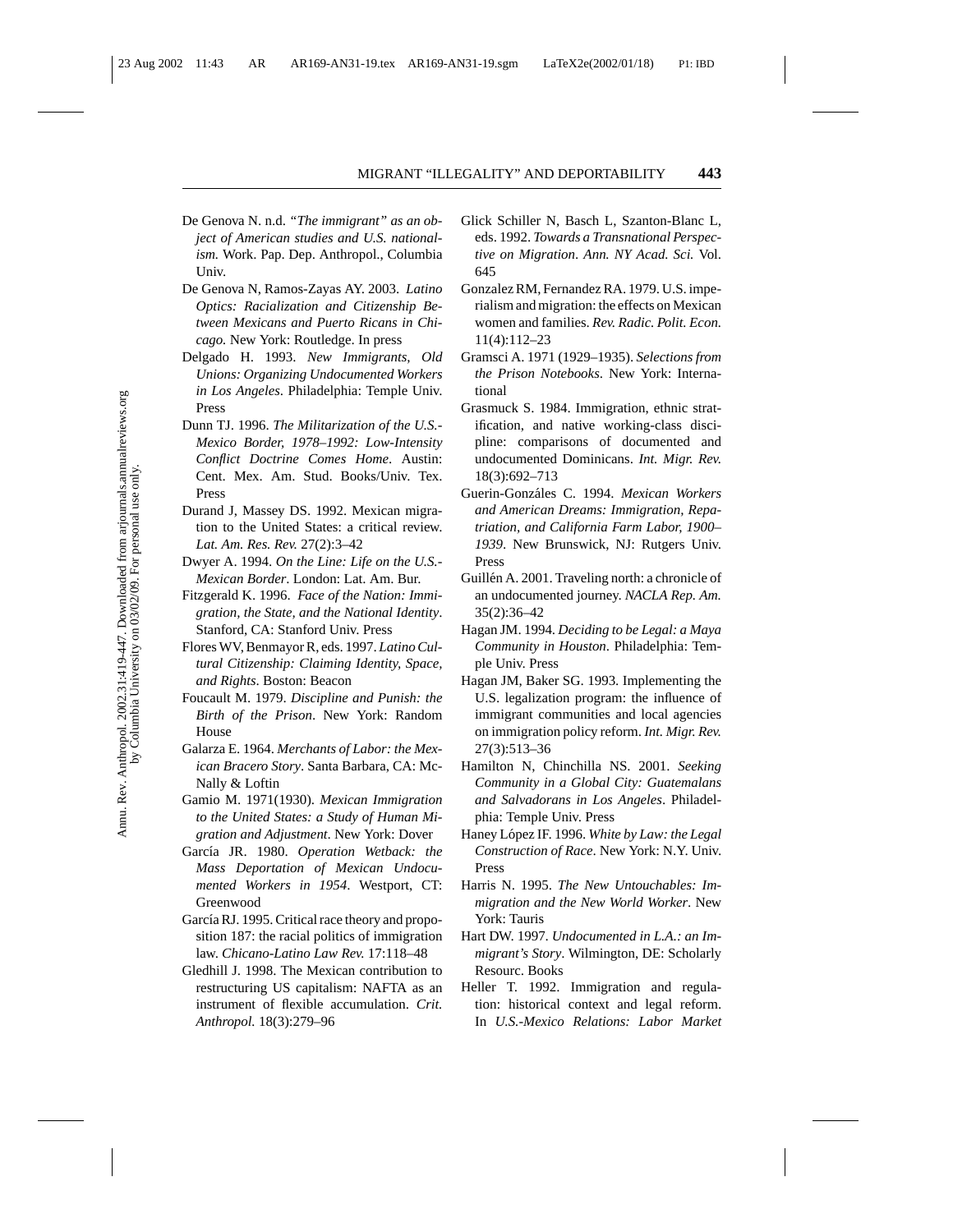De Genova N. n.d. *"The immigrant" as an object of American studies and U.S. nationalism.* Work. Pap. Dep. Anthropol., Columbia Univ.

De Genova N, Ramos-Zayas AY. 2003. *Latino Optics: Racialization and Citizenship Between Mexicans and Puerto Ricans in Chicago.* New York: Routledge. In press

Delgado H. 1993. *New Immigrants, Old Unions: Organizing Undocumented Workers in Los Angeles*. Philadelphia: Temple Univ. Press

Dunn TJ. 1996. *The Militarization of the U.S.-Mexico Border, 1978–1992: Low-Intensity Conflict Doctrine Comes Home*. Austin: Cent. Mex. Am. Stud. Books/Univ. Tex. Press

Durand J, Massey DS. 1992. Mexican migration to the United States: a critical review. *Lat. Am. Res. Rev.* 27(2):3–42

Dwyer A. 1994. *On the Line: Life on the U.S.-Mexican Border*. London: Lat. Am. Bur.

Fitzgerald K. 1996. *Face of the Nation: Immigration, the State, and the National Identity*. Stanford, CA: Stanford Univ. Press

Flores WV, Benmayor R, eds. 1997. *Latino Cultural Citizenship: Claiming Identity, Space, and Rights*. Boston: Beacon

Foucault M. 1979. *Discipline and Punish: the Birth of the Prison*. New York: Random House

Galarza E. 1964. *Merchants of Labor: the Mexican Bracero Story*. Santa Barbara, CA: McNally & Loftin

Gamio M. 1971(1930). *Mexican Immigration to the United States: a Study of Human Migration and Adjustment*. New York: Dover

García JR. 1980. *Operation Wetback: the Mass Deportation of Mexican Undocumented Workers in 1954*. Westport, CT: Greenwood

García RJ. 1995. Critical race theory and proposition 187: the racial politics of immigration law. *Chicano-Latino Law Rev.* 17:118–48

Gledhill J. 1998. The Mexican contribution to restructuring US capitalism: NAFTA as an instrument of flexible accumulation. *Crit. Anthropol.* 18(3):279–96

Glick Schiller N, Basch L, Szanton-Blanc L, eds. 1992. *Towards a Transnational Perspective on Migration*. *Ann. NY Acad. Sci.* Vol. 645

Gonzalez RM, Fernandez RA. 1979. U.S. imperialism and migration: the effects on Mexican women and families. *Rev. Radic. Polit. Econ.* 11(4):112–23

Gramsci A. 1971 (1929–1935). *Selections from the Prison Notebooks*. New York: International

Grasmuck S. 1984. Immigration, ethnic stratification, and native working-class discipline: comparisons of documented and undocumented Dominicans. *Int. Migr. Rev.* 18(3):692–713

Guerin-Gonzáles C. 1994. *Mexican Workers and American Dreams: Immigration, Repatriation, and California Farm Labor, 1900–1939*. New Brunswick, NJ: Rutgers Univ. Press

Guillén A. 2001. Traveling north: a chronicle of an undocumented journey. *NACLA Rep. Am.* 35(2):36–42

Hagan JM. 1994. *Deciding to be Legal: a Maya Community in Houston*. Philadelphia: Temple Univ. Press

Hagan JM, Baker SG. 1993. Implementing the U.S. legalization program: the influence of immigrant communities and local agencies on immigration policy reform. *Int. Migr. Rev.* 27(3):513–36

Hamilton N, Chinchilla NS. 2001. *Seeking Community in a Global City: Guatemalans and Salvadorans in Los Angeles*. Philadelphia: Temple Univ. Press

Haney López IF. 1996. *White by Law: the Legal Construction of Race*. New York: N.Y. Univ. Press

Harris N. 1995. *The New Untouchables: Immigration and the New World Worker*. New York: Tauris

Hart DW. 1997. *Undocumented in L.A.: an Immigrant's Story*. Wilmington, DE: Scholarly Resourc. Books

Heller T. 1992. Immigration and regulation: historical context and legal reform. In *U.S.-Mexico Relations: Labor Market*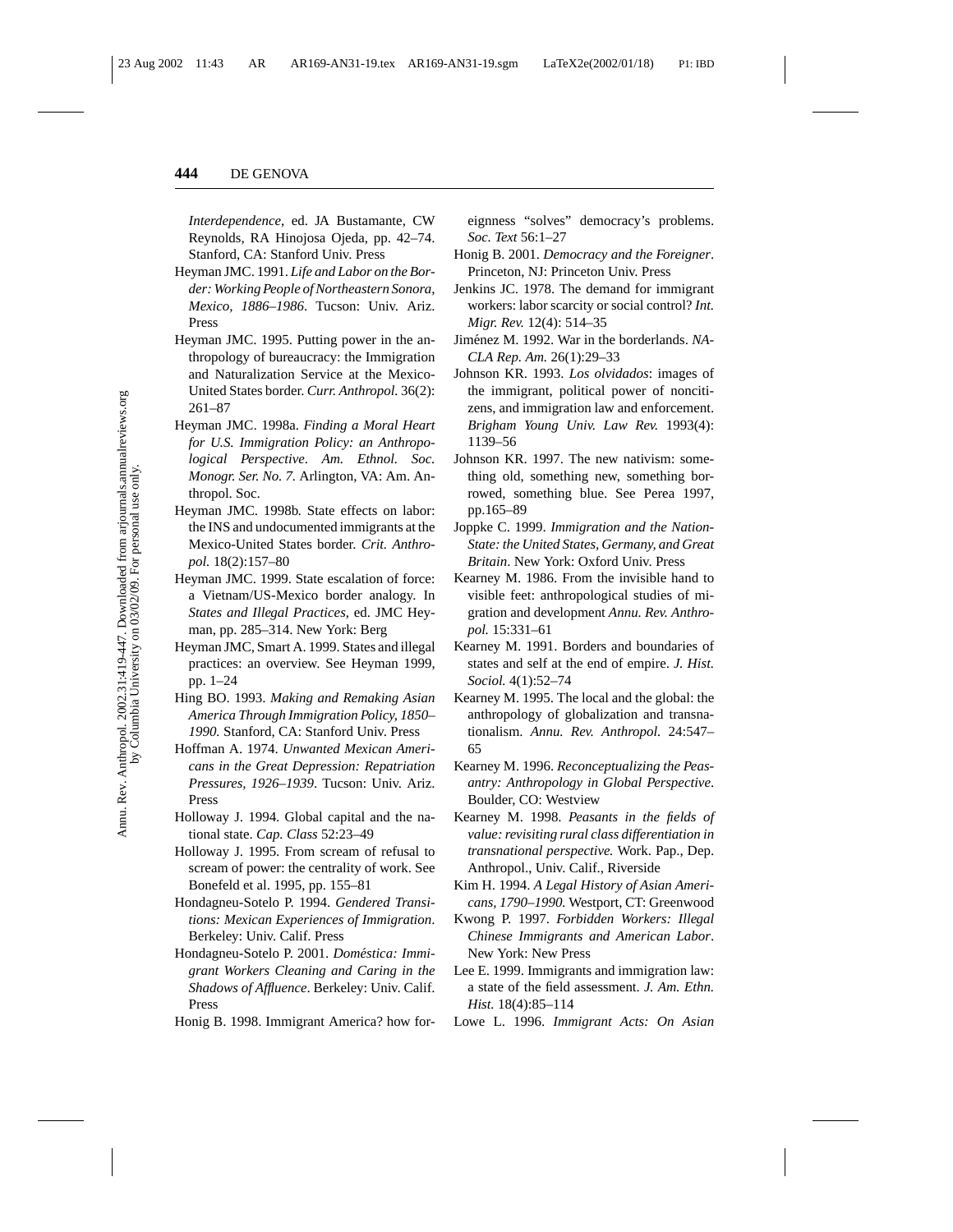*Interdependence*, ed. JA Bustamante, CW Reynolds, RA Hinojosa Ojeda, pp. 42–74. Stanford, CA: Stanford Univ. Press

Heyman JMC. 1991. *Life and Labor on the Border: Working People of Northeastern Sonora, Mexico, 1886–1986*. Tucson: Univ. Ariz. Press

Heyman JMC. 1995. Putting power in the anthropology of bureaucracy: the Immigration and Naturalization Service at the Mexico-United States border. *Curr. Anthropol.* 36(2): 261–87

Heyman JMC. 1998a. *Finding a Moral Heart for U.S. Immigration Policy: an Anthropological Perspective*. *Am. Ethnol. Soc. Monogr. Ser. No. 7*. Arlington, VA: Am. Anthropol. Soc.

Heyman JMC. 1998b. State effects on labor: the INS and undocumented immigrants at the Mexico-United States border. *Crit. Anthropol.* 18(2):157–80

Heyman JMC. 1999. State escalation of force: a Vietnam/US-Mexico border analogy. In *States and Illegal Practices*, ed. JMC Heyman, pp. 285–314. New York: Berg

Heyman JMC, Smart A. 1999. States and illegal practices: an overview. See Heyman 1999, pp. 1–24

Hing BO. 1993. *Making and Remaking Asian America Through Immigration Policy, 1850–1990.* Stanford, CA: Stanford Univ. Press

Hoffman A. 1974. *Unwanted Mexican Americans in the Great Depression: Repatriation Pressures, 1926–1939*. Tucson: Univ. Ariz. Press

Holloway J. 1994. Global capital and the national state. *Cap. Class* 52:23–49

Holloway J. 1995. From scream of refusal to scream of power: the centrality of work. See Bonefeld et al. 1995, pp. 155–81

Hondagneu-Sotelo P. 1994. *Gendered Transitions: Mexican Experiences of Immigration*. Berkeley: Univ. Calif. Press

Hondagneu-Sotelo P. 2001. *Doméstica: Immigrant Workers Cleaning and Caring in the Shadows of Affluence*. Berkeley: Univ. Calif. Press

Honig B. 1998. Immigrant America? how foreignness "solves" democracy's problems. *Soc. Text* 56:1–27

Honig B. 2001. *Democracy and the Foreigner*. Princeton, NJ: Princeton Univ. Press

Jenkins JC. 1978. The demand for immigrant workers: labor scarcity or social control? *Int. Migr. Rev.* 12(4): 514–35

Jiménez M. 1992. War in the borderlands. *NACLA Rep. Am.* 26(1):29–33

Johnson KR. 1993. *Los olvidados*: images of the immigrant, political power of noncitizens, and immigration law and enforcement. *Brigham Young Univ. Law Rev.* 1993(4): 1139–56

Johnson KR. 1997. The new nativism: something old, something new, something borrowed, something blue. See Perea 1997, pp.165–89

Joppke C. 1999. *Immigration and the Nation-State: the United States, Germany, and Great Britain*. New York: Oxford Univ. Press

Kearney M. 1986. From the invisible hand to visible feet: anthropological studies of migration and development *Annu. Rev. Anthropol.* 15:331–61

Kearney M. 1991. Borders and boundaries of states and self at the end of empire. *J. Hist. Sociol.* 4(1):52–74

Kearney M. 1995. The local and the global: the anthropology of globalization and transnationalism. *Annu. Rev. Anthropol.* 24:547–65

Kearney M. 1996. *Reconceptualizing the Peasantry: Anthropology in Global Perspective*. Boulder, CO: Westview

Kearney M. 1998. *Peasants in the fields of value: revisiting rural class differentiation in transnational perspective.* Work. Pap., Dep. Anthropol., Univ. Calif., Riverside

Kim H. 1994. *A Legal History of Asian Americans, 1790–1990.* Westport, CT: Greenwood

Kwong P. 1997. *Forbidden Workers: Illegal Chinese Immigrants and American Labor*. New York: New Press

Lee E. 1999. Immigrants and immigration law: a state of the field assessment. *J. Am. Ethn. Hist.* 18(4):85–114

Lowe L. 1996. *Immigrant Acts: On Asian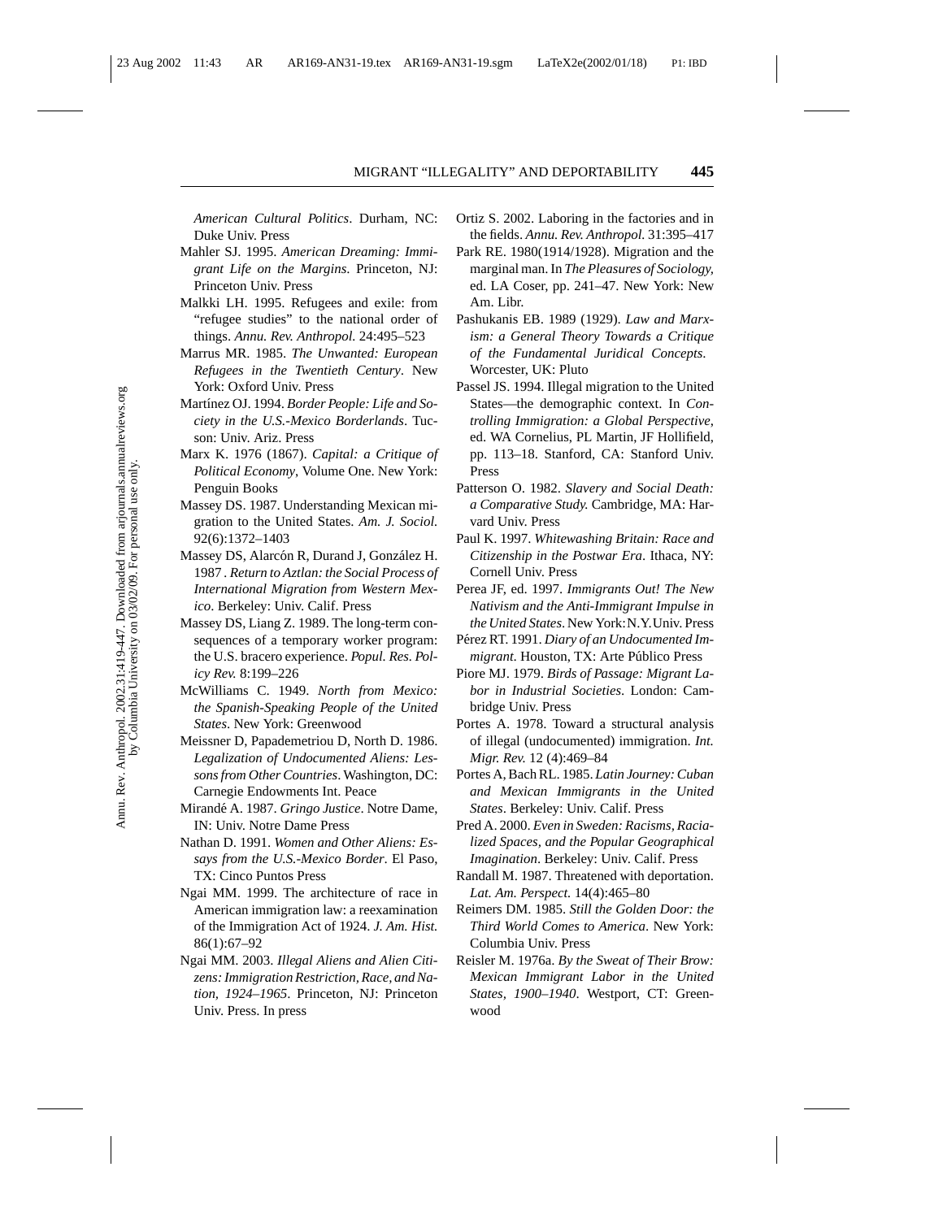*American Cultural Politics*. Durham, NC: Duke Univ. Press

Mahler SJ. 1995. *American Dreaming: Immigrant Life on the Margins*. Princeton, NJ: Princeton Univ. Press

Malkki LH. 1995. Refugees and exile: from "refugee studies" to the national order of things. *Annu. Rev. Anthropol.* 24:495–523

Marrus MR. 1985. *The Unwanted: European Refugees in the Twentieth Century*. New York: Oxford Univ. Press

Martínez OJ. 1994. *Border People: Life and Society in the U.S.-Mexico Borderlands*. Tucson: Univ. Ariz. Press

Marx K. 1976 (1867). *Capital: a Critique of Political Economy*, Volume One. New York: Penguin Books

Massey DS. 1987. Understanding Mexican migration to the United States. *Am. J. Sociol.* 92(6):1372–1403

Massey DS, Alarcón R, Durand J, González H. 1987 . *Return to Aztlan: the Social Process of International Migration from Western Mexico*. Berkeley: Univ. Calif. Press

Massey DS, Liang Z. 1989. The long-term consequences of a temporary worker program: the U.S. bracero experience. *Popul. Res. Policy Rev.* 8:199–226

McWilliams C. 1949. *North from Mexico: the Spanish-Speaking People of the United States*. New York: Greenwood

Meissner D, Papademetriou D, North D. 1986. *Legalization of Undocumented Aliens: Lessons from Other Countries*. Washington, DC: Carnegie Endowments Int. Peace

Mirandé A. 1987. *Gringo Justice*. Notre Dame, IN: Univ. Notre Dame Press

Nathan D. 1991. *Women and Other Aliens: Essays from the U.S.-Mexico Border*. El Paso, TX: Cinco Puntos Press

Ngai MM. 1999. The architecture of race in American immigration law: a reexamination of the Immigration Act of 1924. *J. Am. Hist.* 86(1):67–92

Ngai MM. 2003. *Illegal Aliens and Alien Citizens: Immigration Restriction, Race, and Nation, 1924–1965*. Princeton, NJ: Princeton Univ. Press. In press

Ortiz S. 2002. Laboring in the factories and in the fields. *Annu. Rev. Anthropol.* 31:395–417

Park RE. 1980(1914/1928). Migration and the marginal man. In *The Pleasures of Sociology*, ed. LA Coser, pp. 241–47. New York: New Am. Libr.

Pashukanis EB. 1989 (1929). *Law and Marxism: a General Theory Towards a Critique of the Fundamental Juridical Concepts*. Worcester, UK: Pluto

Passel JS. 1994. Illegal migration to the United States—the demographic context. In *Controlling Immigration: a Global Perspective*, ed. WA Cornelius, PL Martin, JF Hollifield, pp. 113–18. Stanford, CA: Stanford Univ. Press

Patterson O. 1982. *Slavery and Social Death: a Comparative Study*. Cambridge, MA: Harvard Univ. Press

Paul K. 1997. *Whitewashing Britain: Race and Citizenship in the Postwar Era*. Ithaca, NY: Cornell Univ. Press

Perea JF, ed. 1997. *Immigrants Out! The New Nativism and the Anti-Immigrant Impulse in the United States*. New York: N.Y. Univ. Press

Pérez RT. 1991. *Diary of an Undocumented Immigrant*. Houston, TX: Arte Público Press

Piore MJ. 1979. *Birds of Passage: Migrant Labor in Industrial Societies*. London: Cambridge Univ. Press

Portes A. 1978. Toward a structural analysis of illegal (undocumented) immigration. *Int. Migr. Rev.* 12 (4):469–84

Portes A, Bach RL. 1985. *Latin Journey: Cuban and Mexican Immigrants in the United States*. Berkeley: Univ. Calif. Press

Pred A. 2000. *Even in Sweden: Racisms, Racialized Spaces, and the Popular Geographical Imagination*. Berkeley: Univ. Calif. Press

Randall M. 1987. Threatened with deportation. *Lat. Am. Perspect.* 14(4):465–80

Reimers DM. 1985. *Still the Golden Door: the Third World Comes to America*. New York: Columbia Univ. Press

Reisler M. 1976a. *By the Sweat of Their Brow: Mexican Immigrant Labor in the United States, 1900–1940*. Westport, CT: Greenwood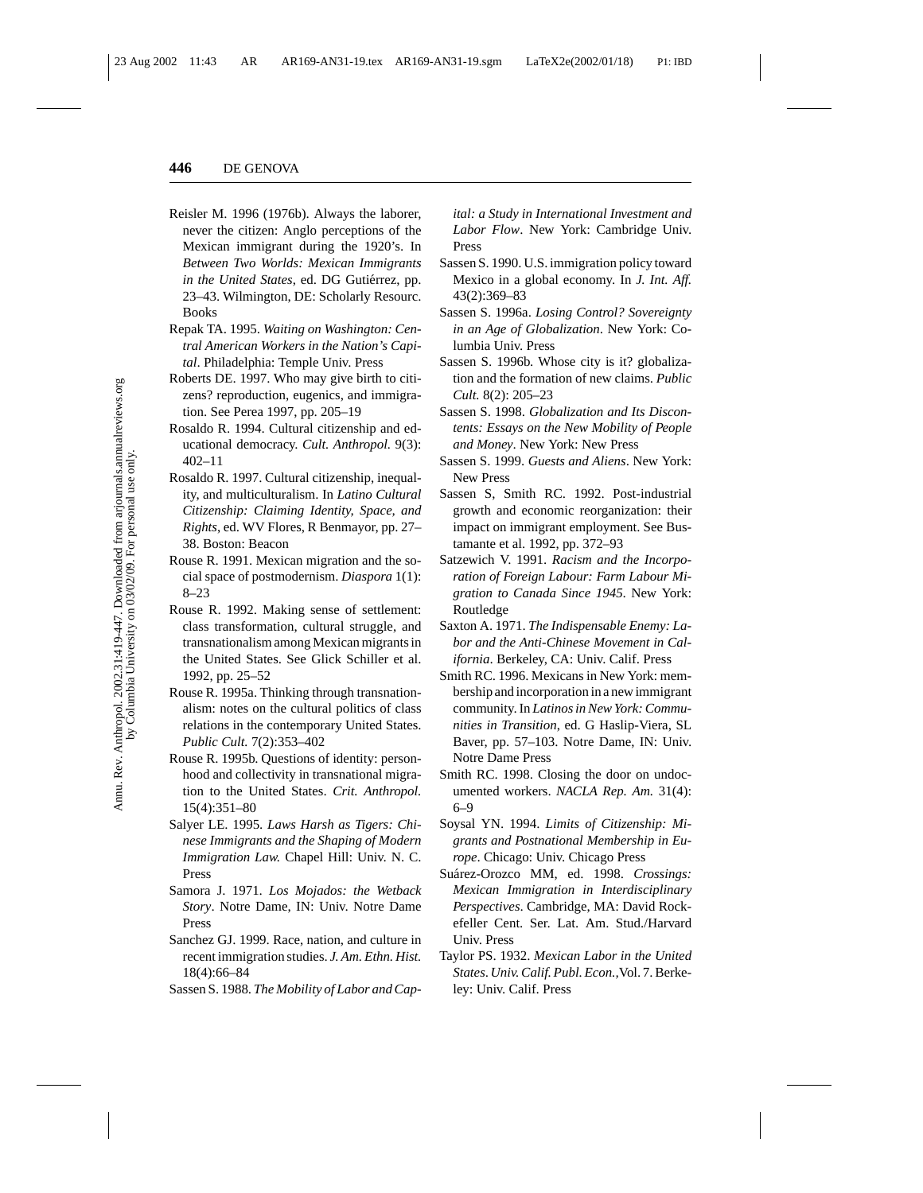Reisler M. 1996 (1976b). Always the laborer, never the citizen: Anglo perceptions of the Mexican immigrant during the 1920's. In *Between Two Worlds: Mexican Immigrants in the United States*, ed. DG Gutiérrez, pp. 23–43. Wilmington, DE: Scholarly Resourc. Books

Repak TA. 1995. *Waiting on Washington: Central American Workers in the Nation's Capital*. Philadelphia: Temple Univ. Press

Roberts DE. 1997. Who may give birth to citizens? reproduction, eugenics, and immigration. See Perea 1997, pp. 205–19

Rosaldo R. 1994. Cultural citizenship and educational democracy. *Cult. Anthropol.* 9(3): 402–11

Rosaldo R. 1997. Cultural citizenship, inequality, and multiculturalism. In *Latino Cultural Citizenship: Claiming Identity, Space, and Rights*, ed. WV Flores, R Benmayor, pp. 27–38. Boston: Beacon

Rouse R. 1991. Mexican migration and the social space of postmodernism. *Diaspora* 1(1): 8–23

Rouse R. 1992. Making sense of settlement: class transformation, cultural struggle, and transnationalism among Mexican migrants in the United States. See Glick Schiller et al. 1992, pp. 25–52

Rouse R. 1995a. Thinking through transnationalism: notes on the cultural politics of class relations in the contemporary United States. *Public Cult.* 7(2):353–402

Rouse R. 1995b. Questions of identity: personhood and collectivity in transnational migration to the United States. *Crit. Anthropol.* 15(4):351–80

Salyer LE. 1995. *Laws Harsh as Tigers: Chinese Immigrants and the Shaping of Modern Immigration Law.* Chapel Hill: Univ. N. C. Press

Samora J. 1971. *Los Mojados: the Wetback Story*. Notre Dame, IN: Univ. Notre Dame Press

Sanchez GJ. 1999. Race, nation, and culture in recent immigration studies. *J. Am. Ethn. Hist.* 18(4):66–84

Sassen S. 1988. *The Mobility of Labor and Capital: a Study in International Investment and Labor Flow*. New York: Cambridge Univ. Press

Sassen S. 1990. U.S. immigration policy toward Mexico in a global economy. In *J. Int. Aff.* 43(2):369–83

Sassen S. 1996a. *Losing Control? Sovereignty in an Age of Globalization*. New York: Columbia Univ. Press

Sassen S. 1996b. Whose city is it? globalization and the formation of new claims. *Public Cult.* 8(2): 205–23

Sassen S. 1998. *Globalization and Its Discontents: Essays on the New Mobility of People and Money*. New York: New Press

Sassen S. 1999. *Guests and Aliens*. New York: New Press

Sassen S, Smith RC. 1992. Post-industrial growth and economic reorganization: their impact on immigrant employment. See Bustamante et al. 1992, pp. 372–93

Satzewich V. 1991. *Racism and the Incorporation of Foreign Labour: Farm Labour Migration to Canada Since 1945*. New York: Routledge

Saxton A. 1971. *The Indispensable Enemy: Labor and the Anti-Chinese Movement in California*. Berkeley, CA: Univ. Calif. Press

Smith RC. 1996. Mexicans in New York: membership and incorporation in a new immigrant community. In *Latinos in New York: Communities in Transition*, ed. G Haslip-Viera, SL Baver, pp. 57–103. Notre Dame, IN: Univ. Notre Dame Press

Smith RC. 1998. Closing the door on undocumented workers. *NACLA Rep. Am.* 31(4): 6–9

Soysal YN. 1994. *Limits of Citizenship: Migrants and Postnational Membership in Europe*. Chicago: Univ. Chicago Press

Suárez-Orozco MM, ed. 1998. *Crossings: Mexican Immigration in Interdisciplinary Perspectives*. Cambridge, MA: David Rockefeller Cent. Ser. Lat. Am. Stud./Harvard Univ. Press

Taylor PS. 1932. *Mexican Labor in the United States*. *Univ. Calif. Publ. Econ.*, Vol. 7. Berkeley: Univ. Calif. Press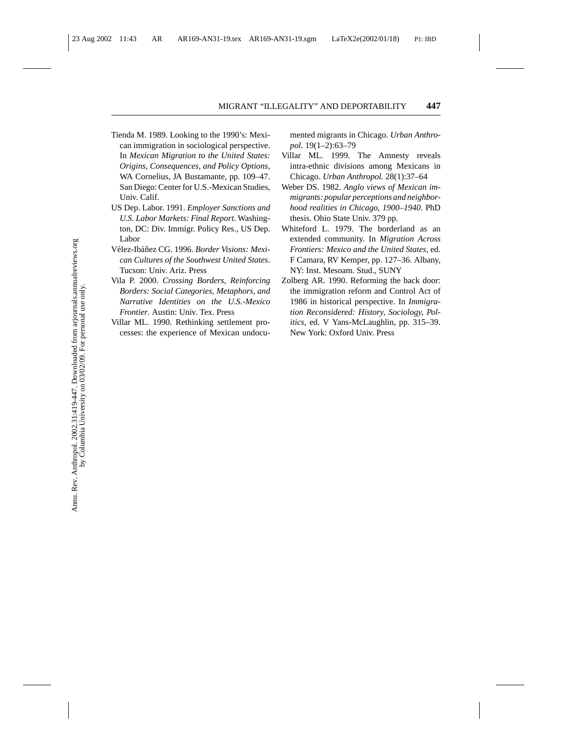Tienda M. 1989. Looking to the 1990's: Mexican immigration in sociological perspective. In *Mexican Migration to the United States: Origins, Consequences, and Policy Options*, WA Cornelius, JA Bustamante, pp. 109–47. San Diego: Center for U.S.-Mexican Studies, Univ. Calif.

US Dep. Labor. 1991. *Employer Sanctions and U.S. Labor Markets: Final Report*. Washington, DC: Div. Immigr. Policy Res., US Dep. Labor

Vélez-Ibáñez CG. 1996. *Border Visions: Mexican Cultures of the Southwest United States*. Tucson: Univ. Ariz. Press

Vila P. 2000. *Crossing Borders, Reinforcing Borders: Social Categories, Metaphors, and Narrative Identities on the U.S.-Mexico Frontier*. Austin: Univ. Tex. Press

Villar ML. 1990. Rethinking settlement processes: the experience of Mexican undocumented migrants in Chicago. *Urban Anthropol.* 19(1–2):63–79

Villar ML. 1999. The Amnesty reveals intra-ethnic divisions among Mexicans in Chicago. *Urban Anthropol.* 28(1):37–64

Weber DS. 1982. *Anglo views of Mexican immigrants: popular perceptions and neighborhood realities in Chicago, 1900–1940*. PhD thesis. Ohio State Univ. 379 pp.

Whiteford L. 1979. The borderland as an extended community. In *Migration Across Frontiers: Mexico and the United States*, ed. F Camara, RV Kemper, pp. 127–36. Albany, NY: Inst. Mesoam. Stud., SUNY

Zolberg AR. 1990. Reforming the back door: the immigration reform and Control Act of 1986 in historical perspective. In *Immigration Reconsidered: History, Sociology, Politics*, ed. V Yans-McLaughlin, pp. 315–39. New York: Oxford Univ. Press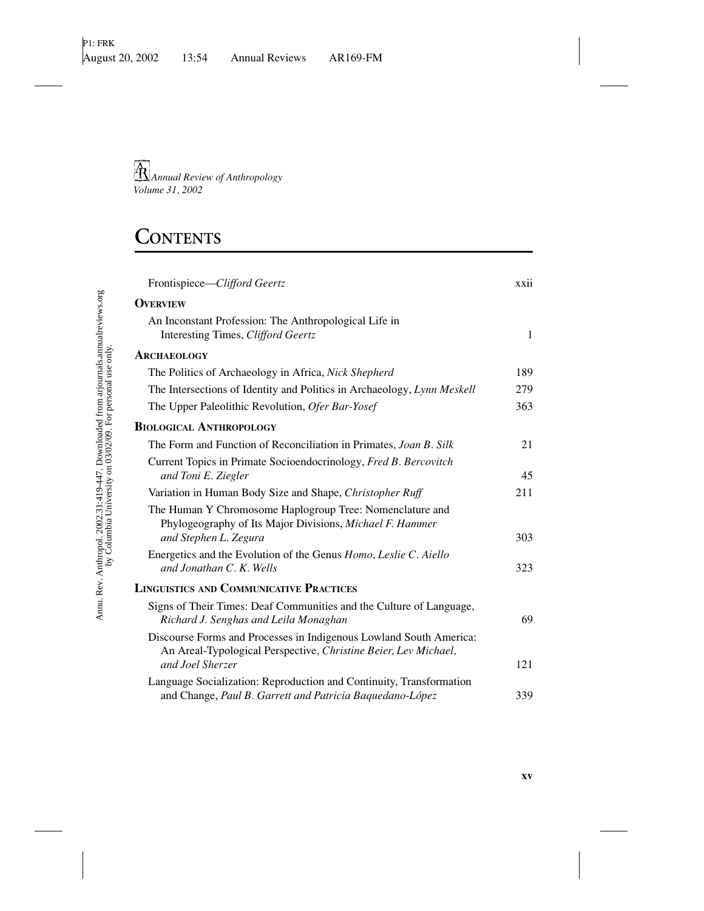*Annual Review of Anthropology*
*Volume 31, 2002*

# CONTENTS

| | |
|---|---|
| Frontispiece—*Clifford Geertz* | xxii |
| **OVERVIEW** | |
| An Inconstant Profession: The Anthropological Life in Interesting Times, *Clifford Geertz* | 1 |
| **ARCHAEOLOGY** | |
| The Politics of Archaeology in Africa, *Nick Shepherd* | 189 |
| The Intersections of Identity and Politics in Archaeology, *Lynn Meskell* | 279 |
| The Upper Paleolithic Revolution, *Ofer Bar-Yosef* | 363 |
| **BIOLOGICAL ANTHROPOLOGY** | |
| The Form and Function of Reconciliation in Primates, *Joan B. Silk* | 21 |
| Current Topics in Primate Socioendocrinology, *Fred B. Bercovitch and Toni E. Ziegler* | 45 |
| Variation in Human Body Size and Shape, *Christopher Ruff* | 211 |
| The Human Y Chromosome Haplogroup Tree: Nomenclature and Phylogeography of Its Major Divisions, *Michael F. Hammer and Stephen L. Zegura* | 303 |
| Energetics and the Evolution of the Genus *Homo*, *Leslie C. Aiello and Jonathan C. K. Wells* | 323 |
| **LINGUISTICS AND COMMUNICATIVE PRACTICES** | |
| Signs of Their Times: Deaf Communities and the Culture of Language, *Richard J. Senghas and Leila Monaghan* | 69 |
| Discourse Forms and Processes in Indigenous Lowland South America: An Areal-Typological Perspective, *Christine Beier, Lev Michael, and Joel Sherzer* | 121 |
| Language Socialization: Reproduction and Continuity, Transformation and Change, *Paul B. Garrett and Patricia Baquedano-López* | 339 |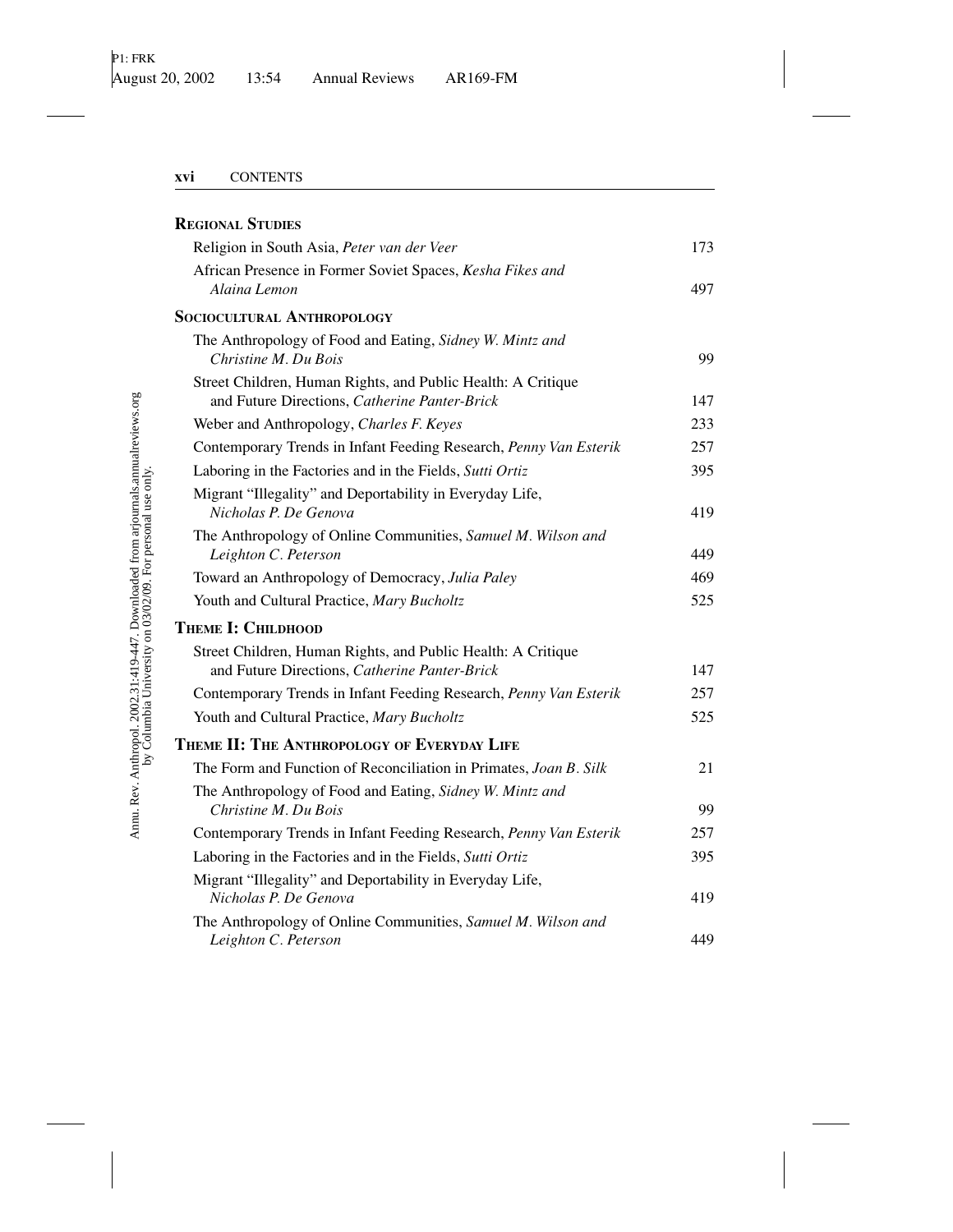## Regional Studies

| | |
|---|---|
| Religion in South Asia, *Peter van der Veer* | 173 |
| African Presence in Former Soviet Spaces, *Kesha Fikes and Alaina Lemon* | 497 |

## Sociocultural Anthropology

| | |
|---|---|
| The Anthropology of Food and Eating, *Sidney W. Mintz and Christine M. Du Bois* | 99 |
| Street Children, Human Rights, and Public Health: A Critique and Future Directions, *Catherine Panter-Brick* | 147 |
| Weber and Anthropology, *Charles F. Keyes* | 233 |
| Contemporary Trends in Infant Feeding Research, *Penny Van Esterik* | 257 |
| Laboring in the Factories and in the Fields, *Sutti Ortiz* | 395 |
| Migrant "Illegality" and Deportability in Everyday Life, *Nicholas P. De Genova* | 419 |
| The Anthropology of Online Communities, *Samuel M. Wilson and Leighton C. Peterson* | 449 |
| Toward an Anthropology of Democracy, *Julia Paley* | 469 |
| Youth and Cultural Practice, *Mary Bucholtz* | 525 |

## Theme I: Childhood

| | |
|---|---|
| Street Children, Human Rights, and Public Health: A Critique and Future Directions, *Catherine Panter-Brick* | 147 |
| Contemporary Trends in Infant Feeding Research, *Penny Van Esterik* | 257 |
| Youth and Cultural Practice, *Mary Bucholtz* | 525 |

## Theme II: The Anthropology of Everyday Life

| | |
|---|---|
| The Form and Function of Reconciliation in Primates, *Joan B. Silk* | 21 |
| The Anthropology of Food and Eating, *Sidney W. Mintz and Christine M. Du Bois* | 99 |
| Contemporary Trends in Infant Feeding Research, *Penny Van Esterik* | 257 |
| Laboring in the Factories and in the Fields, *Sutti Ortiz* | 395 |
| Migrant "Illegality" and Deportability in Everyday Life, *Nicholas P. De Genova* | 419 |
| The Anthropology of Online Communities, *Samuel M. Wilson and Leighton C. Peterson* | 449 |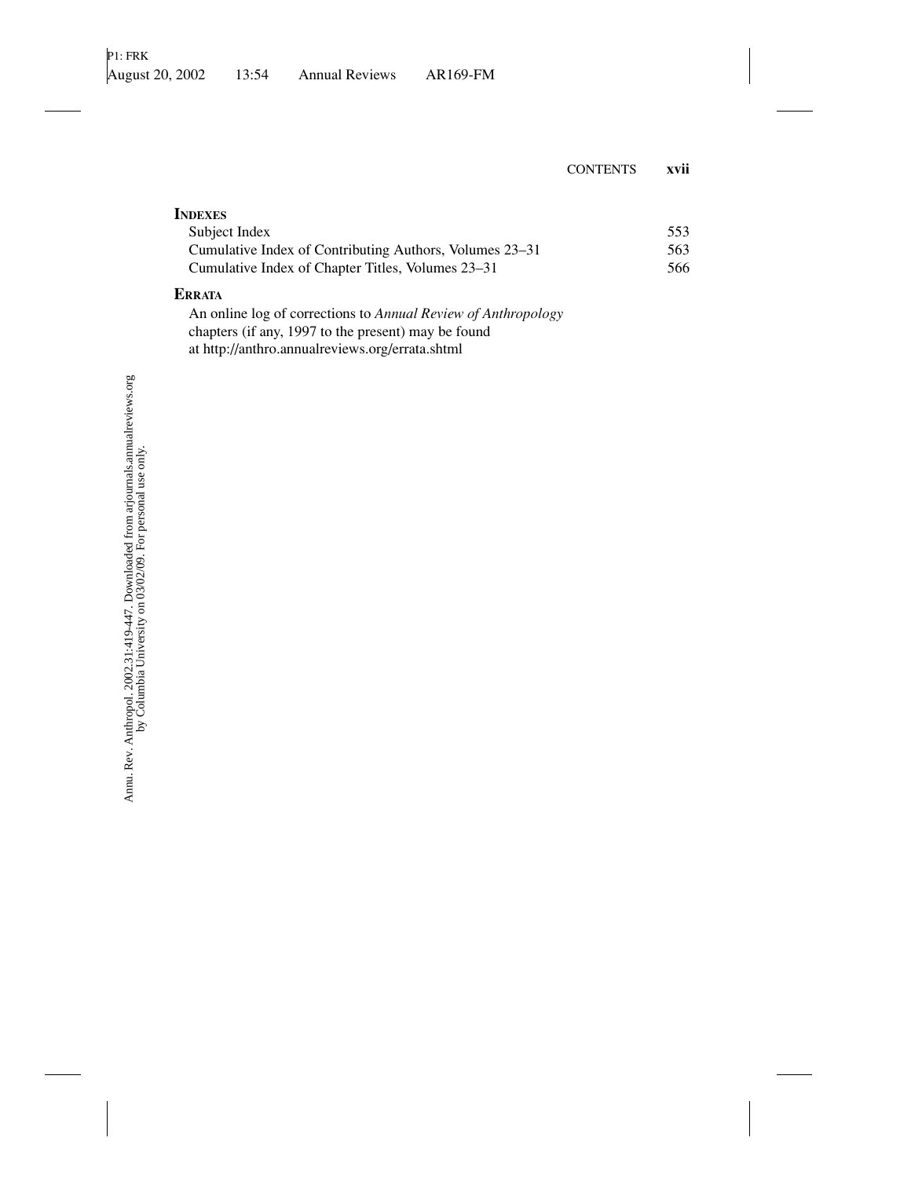## Indexes

| | |
|---|---|
| Subject Index | 553 |
| Cumulative Index of Contributing Authors, Volumes 23–31 | 563 |
| Cumulative Index of Chapter Titles, Volumes 23–31 | 566 |

## Errata

An online log of corrections to *Annual Review of Anthropology* chapters (if any, 1997 to the present) may be found at http://anthro.annualreviews.org/errata.shtml